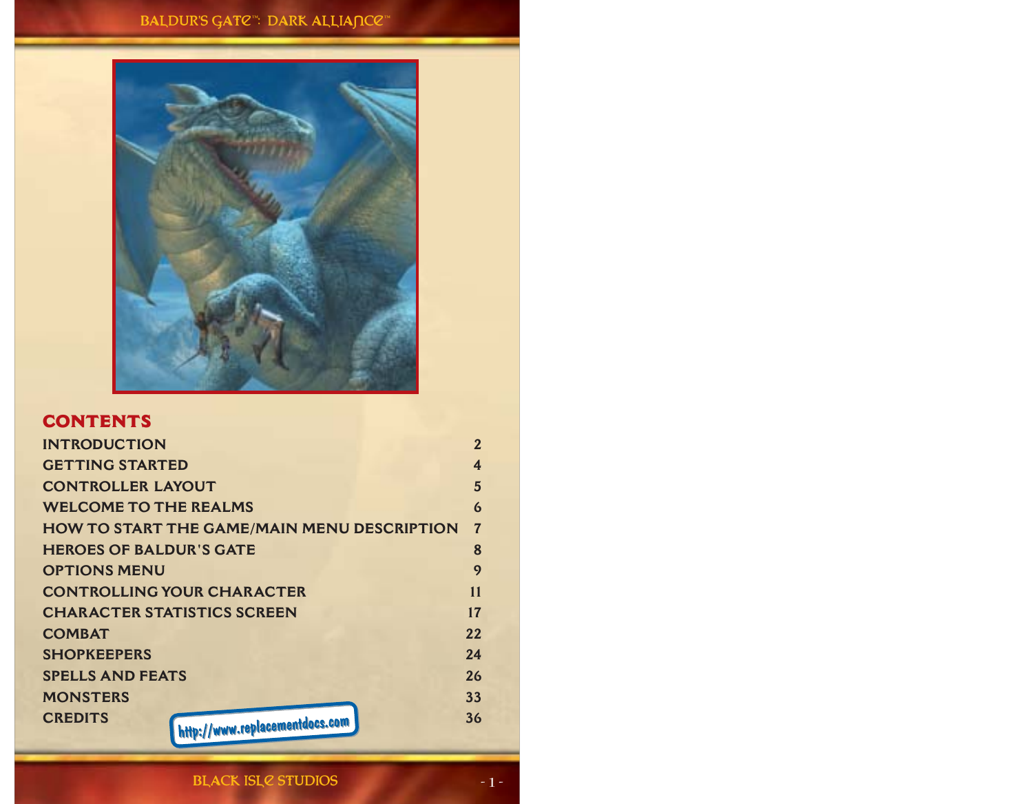## CONTENTS

| | |
|---|---|
| INTRODUCTION | 2 |
| GETTING STARTED | 4 |
| CONTROLLER LAYOUT | 5 |
| WELCOME TO THE REALMS | 6 |
| HOW TO START THE GAME/MAIN MENU DESCRIPTION | 7 |
| HEROES OF BALDUR'S GATE | 8 |
| OPTIONS MENU | 9 |
| CONTROLLING YOUR CHARACTER | 11 |
| CHARACTER STATISTICS SCREEN | 17 |
| COMBAT | 22 |
| SHOPKEEPERS | 24 |
| SPELLS AND FEATS | 26 |
| MONSTERS | 33 |
| CREDITS | 36 |

http://www.replacementdocs.com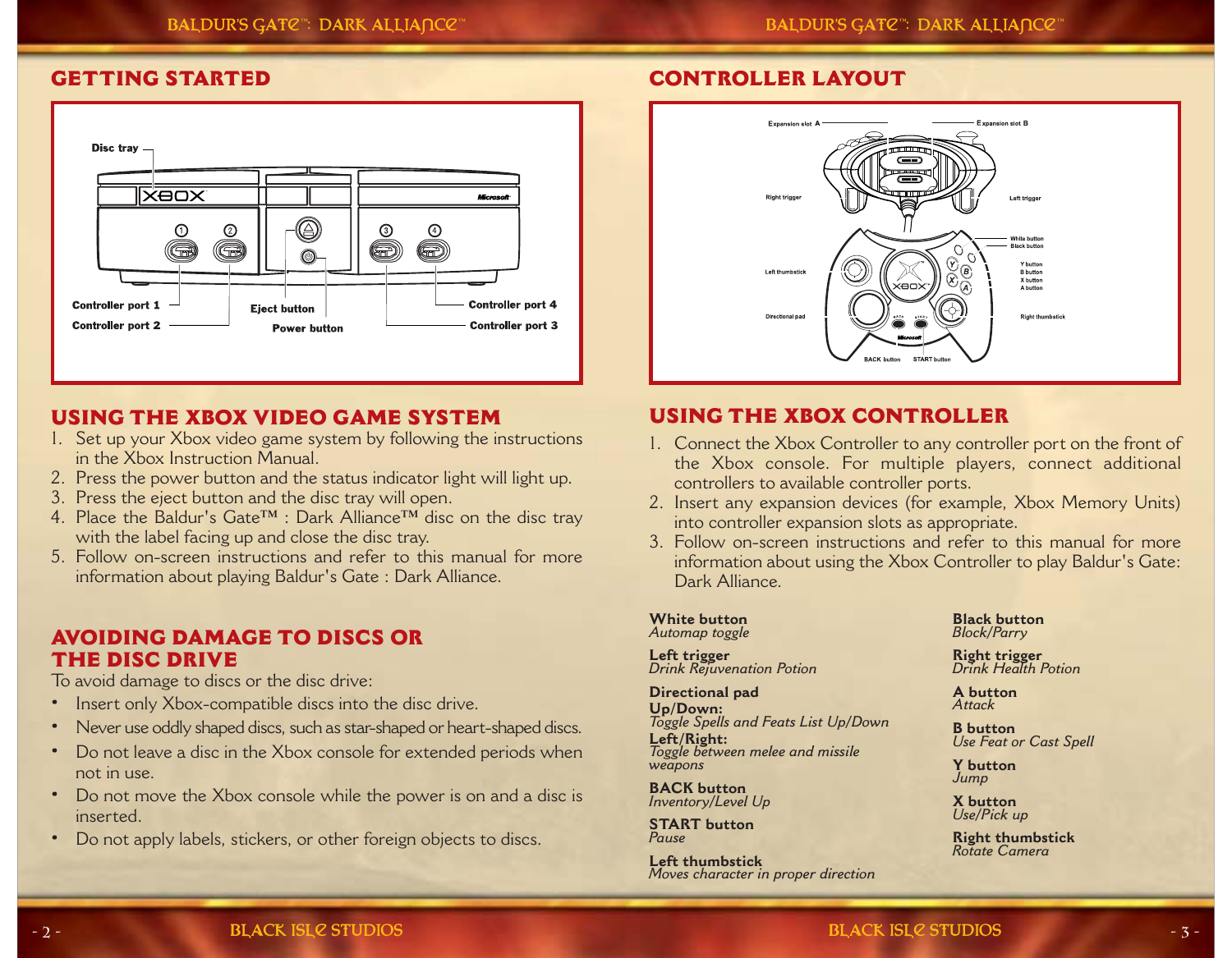## GETTING STARTED

Disc tray

Controller port 1

Controller port 2

Eject button

Power button

Controller port 4

Controller port 3

## USING THE XBOX VIDEO GAME SYSTEM

1. Set up your Xbox video game system by following the instructions in the Xbox Instruction Manual.
2. Press the power button and the status indicator light will light up.
3. Press the eject button and the disc tray will open.
4. Place the Baldur's Gate™ : Dark Alliance™ disc on the disc tray with the label facing up and close the disc tray.
5. Follow on-screen instructions and refer to this manual for more information about playing Baldur's Gate : Dark Alliance.

## AVOIDING DAMAGE TO DISCS OR THE DISC DRIVE

To avoid damage to discs or the disc drive:

- Insert only Xbox-compatible discs into the disc drive.
- Never use oddly shaped discs, such as star-shaped or heart-shaped discs.
- Do not leave a disc in the Xbox console for extended periods when not in use.
- Do not move the Xbox console while the power is on and a disc is inserted.
- Do not apply labels, stickers, or other foreign objects to discs.

## CONTROLLER LAYOUT

Expansion slot A

Expansion slot B

Right trigger

Left trigger

White button

Black button

Left thumbstick

Y button

B button

X button

A button

Directional pad

Right thumbstick

BACK button

START button

## USING THE XBOX CONTROLLER

1. Connect the Xbox Controller to any controller port on the front of the Xbox console. For multiple players, connect additional controllers to available controller ports.
2. Insert any expansion devices (for example, Xbox Memory Units) into controller expansion slots as appropriate.
3. Follow on-screen instructions and refer to this manual for more information about using the Xbox Controller to play Baldur's Gate: Dark Alliance.

**White button**
*Automap toggle*

**Left trigger**
*Drink Rejuvenation Potion*

**Directional pad**
**Up/Down:**
*Toggle Spells and Feats List Up/Down*
**Left/Right:**
*Toggle between melee and missile weapons*

**BACK button**
*Inventory/Level Up*

**START button**
*Pause*

**Left thumbstick**
*Moves character in proper direction*

**Black button**
*Block/Parry*

**Right trigger**
*Drink Health Potion*

**A button**
*Attack*

**B button**
*Use Feat or Cast Spell*

**Y button**
*Jump*

**X button**
*Use/Pick up*

**Right thumbstick**
*Rotate Camera*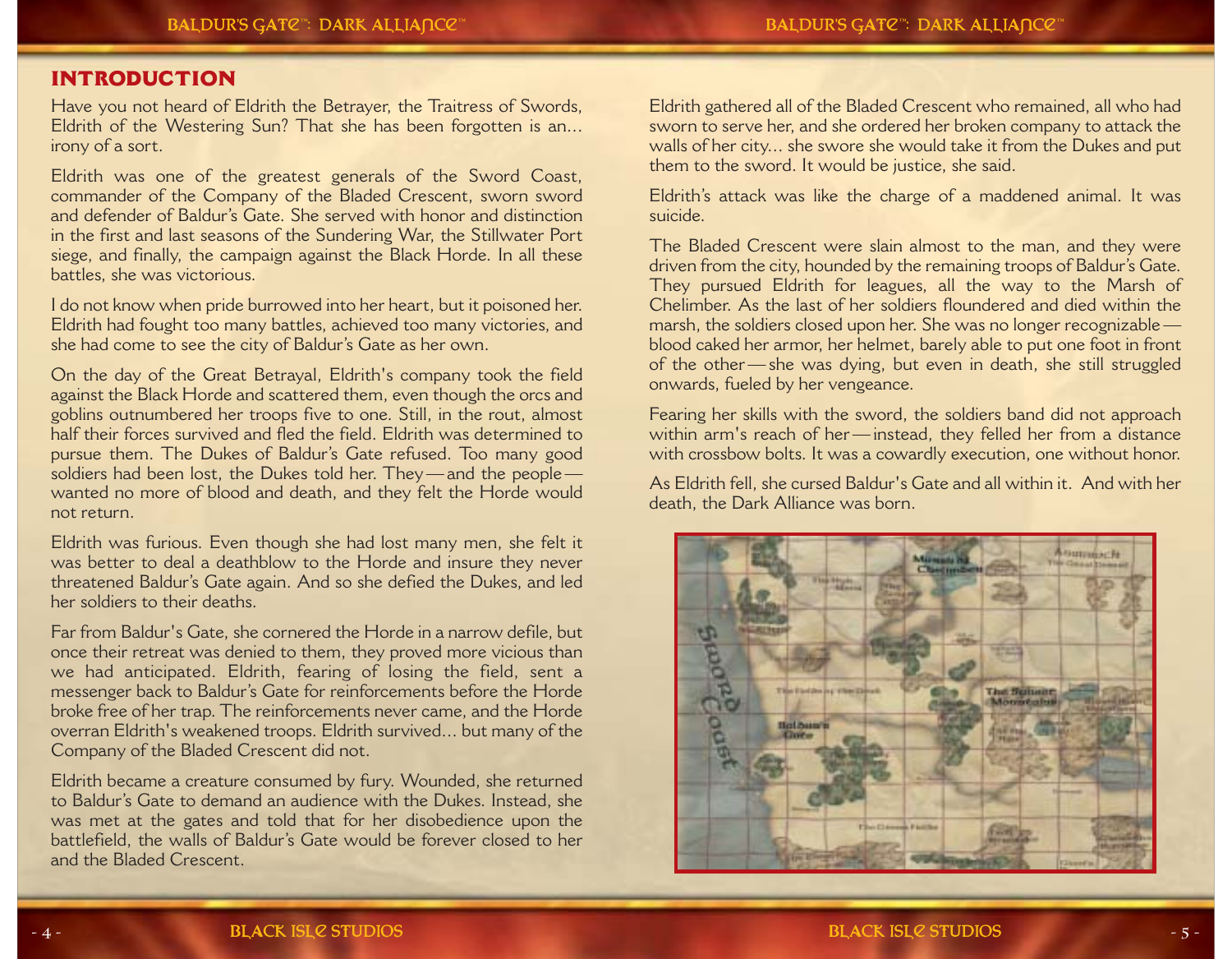## INTRODUCTION

Have you not heard of Eldrith the Betrayer, the Traitress of Swords, Eldrith of the Westering Sun? That she has been forgotten is an... irony of a sort.

Eldrith was one of the greatest generals of the Sword Coast, commander of the Company of the Bladed Crescent, sworn sword and defender of Baldur's Gate. She served with honor and distinction in the first and last seasons of the Sundering War, the Stillwater Port siege, and finally, the campaign against the Black Horde. In all these battles, she was victorious.

I do not know when pride burrowed into her heart, but it poisoned her. Eldrith had fought too many battles, achieved too many victories, and she had come to see the city of Baldur's Gate as her own.

On the day of the Great Betrayal, Eldrith's company took the field against the Black Horde and scattered them, even though the orcs and goblins outnumbered her troops five to one. Still, in the rout, almost half their forces survived and fled the field. Eldrith was determined to pursue them. The Dukes of Baldur's Gate refused. Too many good soldiers had been lost, the Dukes told her. They—and the people—wanted no more of blood and death, and they felt the Horde would not return.

Eldrith was furious. Even though she had lost many men, she felt it was better to deal a deathblow to the Horde and insure they never threatened Baldur's Gate again. And so she defied the Dukes, and led her soldiers to their deaths.

Far from Baldur's Gate, she cornered the Horde in a narrow defile, but once their retreat was denied to them, they proved more vicious than we had anticipated. Eldrith, fearing of losing the field, sent a messenger back to Baldur's Gate for reinforcements before the Horde broke free of her trap. The reinforcements never came, and the Horde overran Eldrith's weakened troops. Eldrith survived... but many of the Company of the Bladed Crescent did not.

Eldrith became a creature consumed by fury. Wounded, she returned to Baldur's Gate to demand an audience with the Dukes. Instead, she was met at the gates and told that for her disobedience upon the battlefield, the walls of Baldur's Gate would be forever closed to her and the Bladed Crescent.

Eldrith gathered all of the Bladed Crescent who remained, all who had sworn to serve her, and she ordered her broken company to attack the walls of her city... she swore she would take it from the Dukes and put them to the sword. It would be justice, she said.

Eldrith's attack was like the charge of a maddened animal. It was suicide.

The Bladed Crescent were slain almost to the man, and they were driven from the city, hounded by the remaining troops of Baldur's Gate. They pursued Eldrith for leagues, all the way to the Marsh of Chelimber. As the last of her soldiers floundered and died within the marsh, the soldiers closed upon her. She was no longer recognizable—blood caked her armor, her helmet, barely able to put one foot in front of the other—she was dying, but even in death, she still struggled onwards, fueled by her vengeance.

Fearing her skills with the sword, the soldiers band did not approach within arm's reach of her—instead, they felled her from a distance with crossbow bolts. It was a cowardly execution, one without honor.

As Eldrith fell, she cursed Baldur's Gate and all within it. And with her death, the Dark Alliance was born.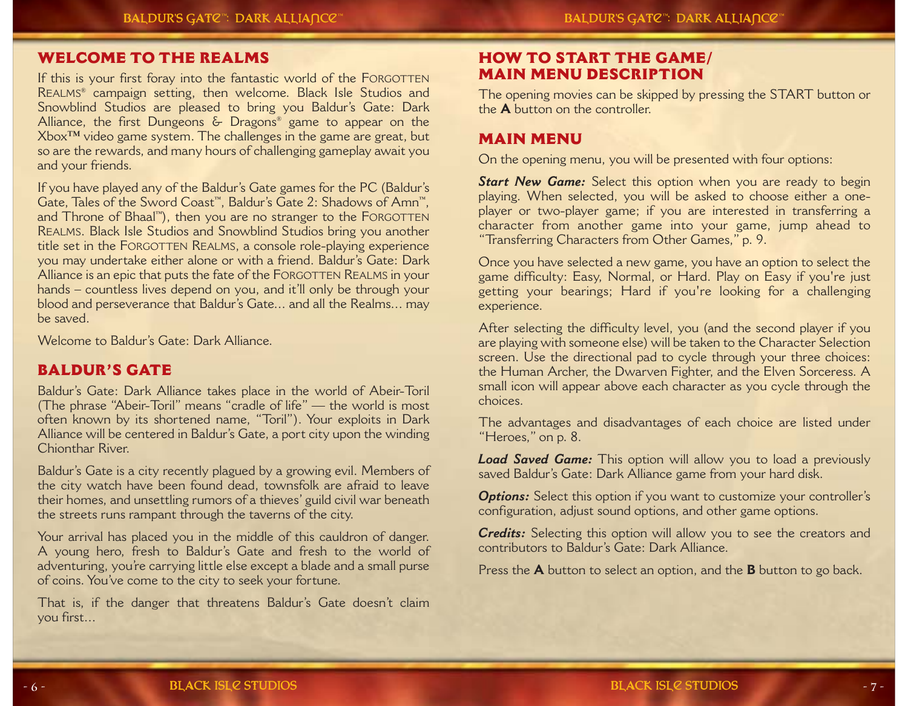## WELCOME TO THE REALMS

If this is your first foray into the fantastic world of the FORGOTTEN REALMS® campaign setting, then welcome. Black Isle Studios and Snowblind Studios are pleased to bring you Baldur's Gate: Dark Alliance, the first Dungeons & Dragons® game to appear on the Xbox™ video game system. The challenges in the game are great, but so are the rewards, and many hours of challenging gameplay await you and your friends.

If you have played any of the Baldur's Gate games for the PC (Baldur's Gate, Tales of the Sword Coast™, Baldur's Gate 2: Shadows of Amn™, and Throne of Bhaal™), then you are no stranger to the FORGOTTEN REALMS. Black Isle Studios and Snowblind Studios bring you another title set in the FORGOTTEN REALMS, a console role-playing experience you may undertake either alone or with a friend. Baldur's Gate: Dark Alliance is an epic that puts the fate of the FORGOTTEN REALMS in your hands – countless lives depend on you, and it'll only be through your blood and perseverance that Baldur's Gate... and all the Realms... may be saved.

Welcome to Baldur's Gate: Dark Alliance.

## BALDUR'S GATE

Baldur's Gate: Dark Alliance takes place in the world of Abeir-Toril (The phrase "Abeir-Toril" means "cradle of life" — the world is most often known by its shortened name, "Toril"). Your exploits in Dark Alliance will be centered in Baldur's Gate, a port city upon the winding Chionthar River.

Baldur's Gate is a city recently plagued by a growing evil. Members of the city watch have been found dead, townsfolk are afraid to leave their homes, and unsettling rumors of a thieves' guild civil war beneath the streets runs rampant through the taverns of the city.

Your arrival has placed you in the middle of this cauldron of danger. A young hero, fresh to Baldur's Gate and fresh to the world of adventuring, you're carrying little else except a blade and a small purse of coins. You've come to the city to seek your fortune.

That is, if the danger that threatens Baldur's Gate doesn't claim you first...

## HOW TO START THE GAME/ MAIN MENU DESCRIPTION

The opening movies can be skipped by pressing the START button or the **A** button on the controller.

## MAIN MENU

On the opening menu, you will be presented with four options:

***Start New Game:*** Select this option when you are ready to begin playing. When selected, you will be asked to choose either a one-player or two-player game; if you are interested in transferring a character from another game into your game, jump ahead to "Transferring Characters from Other Games," p. 9.

Once you have selected a new game, you have an option to select the game difficulty: Easy, Normal, or Hard. Play on Easy if you're just getting your bearings; Hard if you're looking for a challenging experience.

After selecting the difficulty level, you (and the second player if you are playing with someone else) will be taken to the Character Selection screen. Use the directional pad to cycle through your three choices: the Human Archer, the Dwarven Fighter, and the Elven Sorceress. A small icon will appear above each character as you cycle through the choices.

The advantages and disadvantages of each choice are listed under "Heroes," on p. 8.

***Load Saved Game:*** This option will allow you to load a previously saved Baldur's Gate: Dark Alliance game from your hard disk.

***Options:*** Select this option if you want to customize your controller's configuration, adjust sound options, and other game options.

***Credits:*** Selecting this option will allow you to see the creators and contributors to Baldur's Gate: Dark Alliance.

Press the **A** button to select an option, and the **B** button to go back.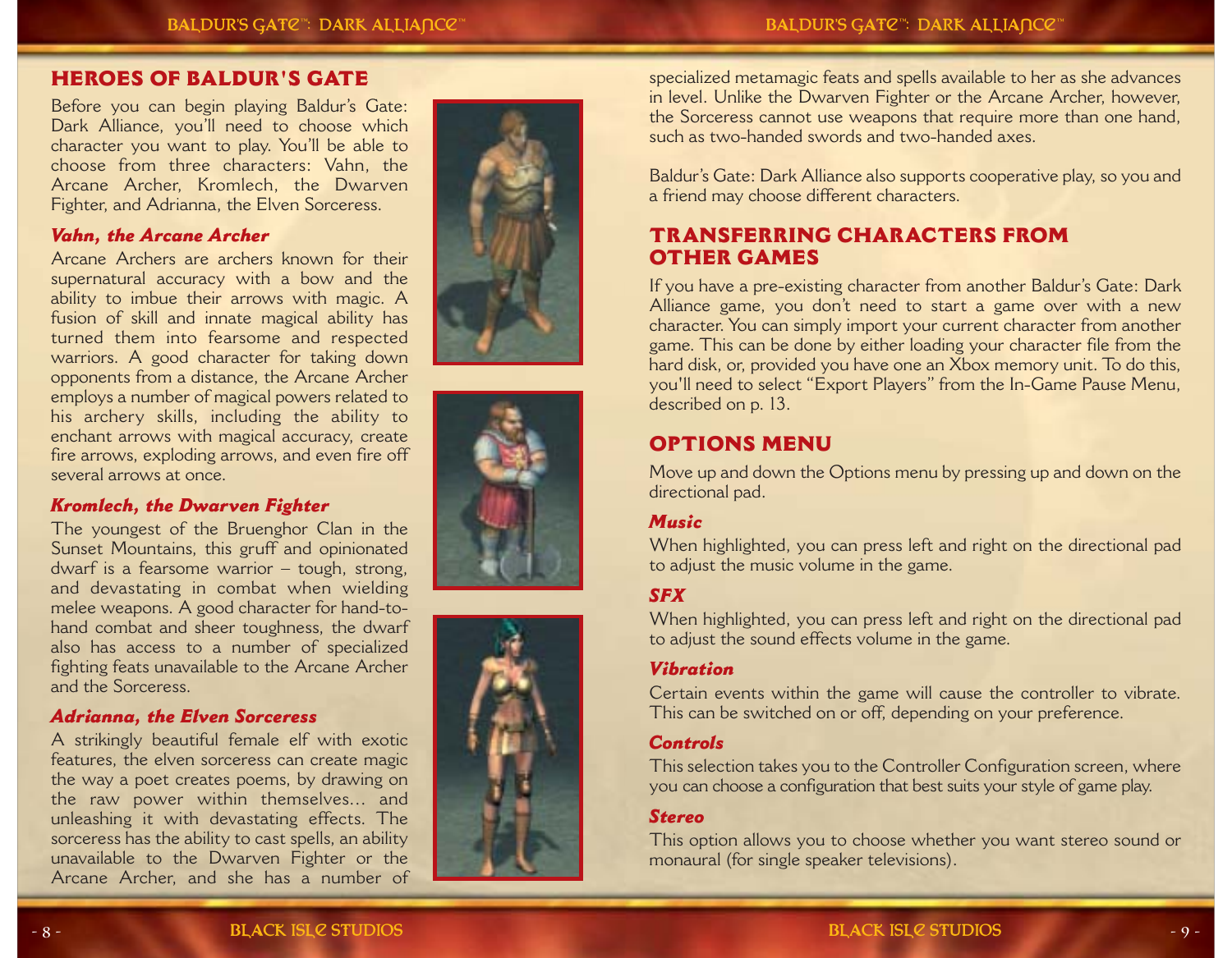## HEROES OF BALDUR'S GATE

Before you can begin playing Baldur's Gate: Dark Alliance, you'll need to choose which character you want to play. You'll be able to choose from three characters: Vahn, the Arcane Archer, Kromlech, the Dwarven Fighter, and Adrianna, the Elven Sorceress.

### *Vahn, the Arcane Archer*

Arcane Archers are archers known for their supernatural accuracy with a bow and the ability to imbue their arrows with magic. A fusion of skill and innate magical ability has turned them into fearsome and respected warriors. A good character for taking down opponents from a distance, the Arcane Archer employs a number of magical powers related to his archery skills, including the ability to enchant arrows with magical accuracy, create fire arrows, exploding arrows, and even fire off several arrows at once.

### *Kromlech, the Dwarven Fighter*

The youngest of the Bruenghor Clan in the Sunset Mountains, this gruff and opinionated dwarf is a fearsome warrior – tough, strong, and devastating in combat when wielding melee weapons. A good character for hand-to-hand combat and sheer toughness, the dwarf also has access to a number of specialized fighting feats unavailable to the Arcane Archer and the Sorceress.

### *Adrianna, the Elven Sorceress*

A strikingly beautiful female elf with exotic features, the elven sorceress can create magic the way a poet creates poems, by drawing on the raw power within themselves... and unleashing it with devastating effects. The sorceress has the ability to cast spells, an ability unavailable to the Dwarven Fighter or the Arcane Archer, and she has a number of specialized metamagic feats and spells available to her as she advances in level. Unlike the Dwarven Fighter or the Arcane Archer, however, the Sorceress cannot use weapons that require more than one hand, such as two-handed swords and two-handed axes.

Baldur's Gate: Dark Alliance also supports cooperative play, so you and a friend may choose different characters.

## TRANSFERRING CHARACTERS FROM OTHER GAMES

If you have a pre-existing character from another Baldur's Gate: Dark Alliance game, you don't need to start a game over with a new character. You can simply import your current character from another game. This can be done by either loading your character file from the hard disk, or, provided you have one an Xbox memory unit. To do this, you'll need to select "Export Players" from the In-Game Pause Menu, described on p. 13.

## OPTIONS MENU

Move up and down the Options menu by pressing up and down on the directional pad.

### *Music*

When highlighted, you can press left and right on the directional pad to adjust the music volume in the game.

### *SFX*

When highlighted, you can press left and right on the directional pad to adjust the sound effects volume in the game.

### *Vibration*

Certain events within the game will cause the controller to vibrate. This can be switched on or off, depending on your preference.

### *Controls*

This selection takes you to the Controller Configuration screen, where you can choose a configuration that best suits your style of game play.

### *Stereo*

This option allows you to choose whether you want stereo sound or monaural (for single speaker televisions).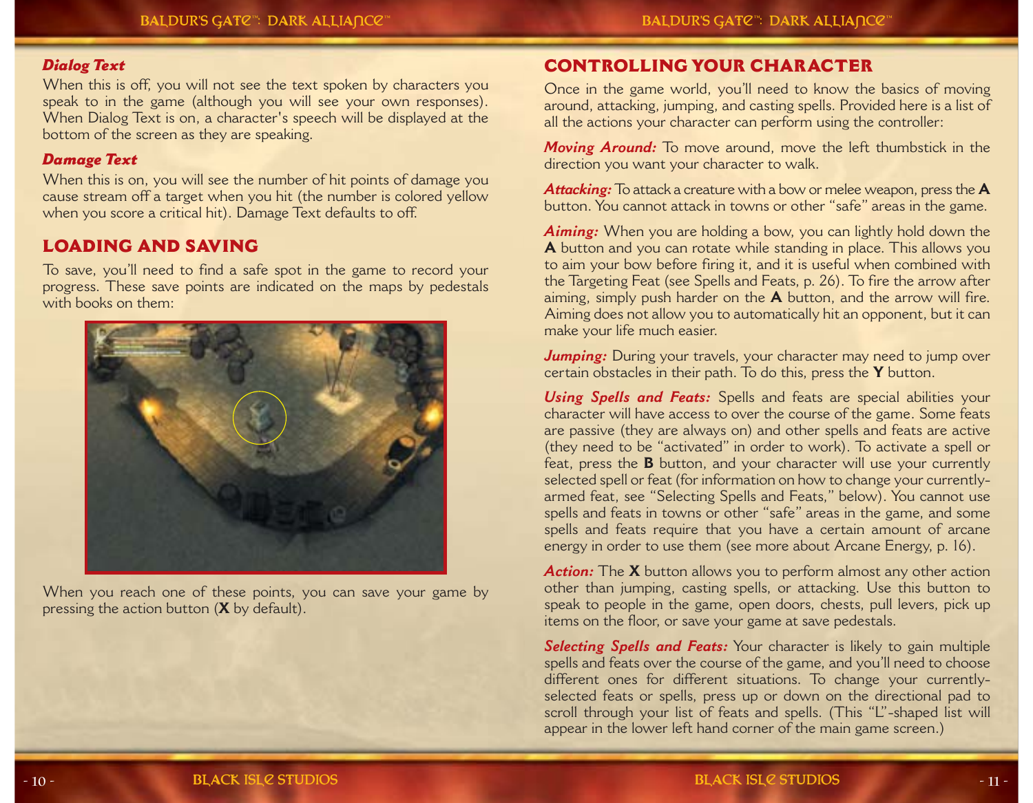### *Dialog Text*

When this is off, you will not see the text spoken by characters you speak to in the game (although you will see your own responses). When Dialog Text is on, a character's speech will be displayed at the bottom of the screen as they are speaking.

### *Damage Text*

When this is on, you will see the number of hit points of damage you cause stream off a target when you hit (the number is colored yellow when you score a critical hit). Damage Text defaults to off.

## LOADING AND SAVING

To save, you'll need to find a safe spot in the game to record your progress. These save points are indicated on the maps by pedestals with books on them:

When you reach one of these points, you can save your game by pressing the action button (**X** by default).

## CONTROLLING YOUR CHARACTER

Once in the game world, you'll need to know the basics of moving around, attacking, jumping, and casting spells. Provided here is a list of all the actions your character can perform using the controller:

***Moving Around:*** To move around, move the left thumbstick in the direction you want your character to walk.

***Attacking:*** To attack a creature with a bow or melee weapon, press the **A** button. You cannot attack in towns or other "safe" areas in the game.

***Aiming:*** When you are holding a bow, you can lightly hold down the **A** button and you can rotate while standing in place. This allows you to aim your bow before firing it, and it is useful when combined with the Targeting Feat (see Spells and Feats, p. 26). To fire the arrow after aiming, simply push harder on the **A** button, and the arrow will fire. Aiming does not allow you to automatically hit an opponent, but it can make your life much easier.

***Jumping:*** During your travels, your character may need to jump over certain obstacles in their path. To do this, press the **Y** button.

***Using Spells and Feats:*** Spells and feats are special abilities your character will have access to over the course of the game. Some feats are passive (they are always on) and other spells and feats are active (they need to be "activated" in order to work). To activate a spell or feat, press the **B** button, and your character will use your currently selected spell or feat (for information on how to change your currently-armed feat, see "Selecting Spells and Feats," below). You cannot use spells and feats in towns or other "safe" areas in the game, and some spells and feats require that you have a certain amount of arcane energy in order to use them (see more about Arcane Energy, p. 16).

***Action:*** The **X** button allows you to perform almost any other action other than jumping, casting spells, or attacking. Use this button to speak to people in the game, open doors, chests, pull levers, pick up items on the floor, or save your game at save pedestals.

***Selecting Spells and Feats:*** Your character is likely to gain multiple spells and feats over the course of the game, and you'll need to choose different ones for different situations. To change your currently-selected feats or spells, press up or down on the directional pad to scroll through your list of feats and spells. (This "L"-shaped list will appear in the lower left hand corner of the main game screen.)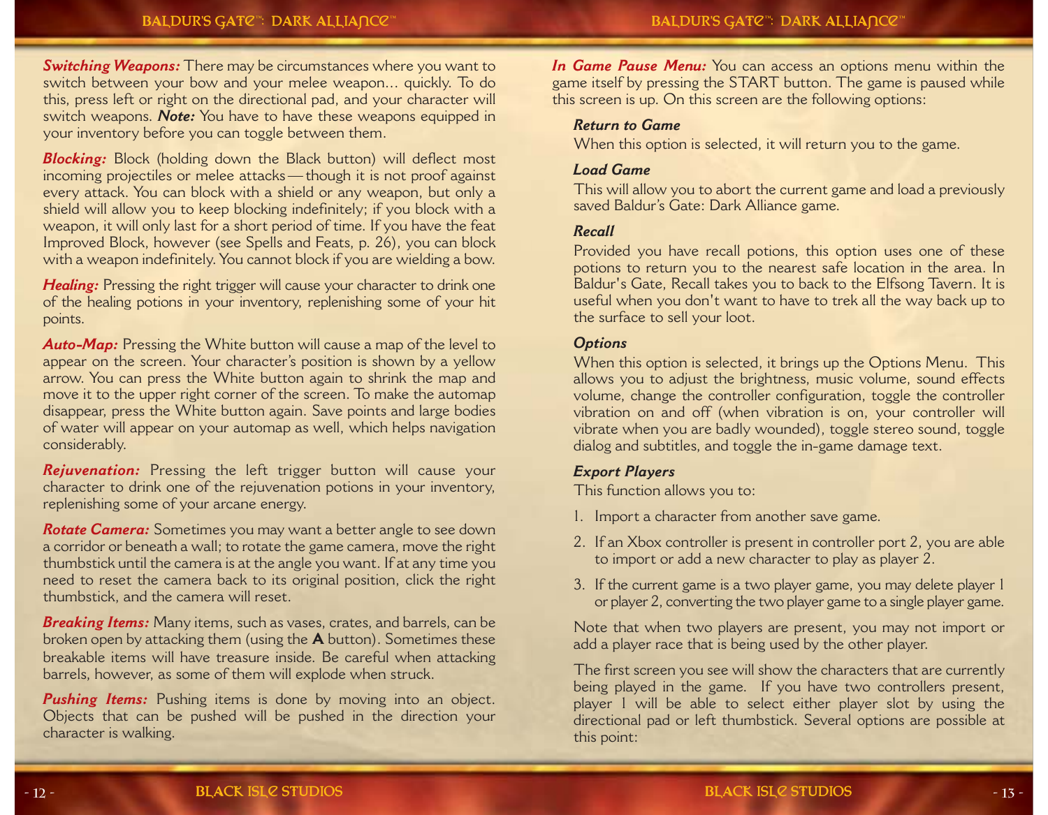***Switching Weapons:*** There may be circumstances where you want to switch between your bow and your melee weapon... quickly. To do this, press left or right on the directional pad, and your character will switch weapons. ***Note:*** You have to have these weapons equipped in your inventory before you can toggle between them.

***Blocking:*** Block (holding down the Black button) will deflect most incoming projectiles or melee attacks — though it is not proof against every attack. You can block with a shield or any weapon, but only a shield will allow you to keep blocking indefinitely; if you block with a weapon, it will only last for a short period of time. If you have the feat Improved Block, however (see Spells and Feats, p. 26), you can block with a weapon indefinitely. You cannot block if you are wielding a bow.

***Healing:*** Pressing the right trigger will cause your character to drink one of the healing potions in your inventory, replenishing some of your hit points.

***Auto-Map:*** Pressing the White button will cause a map of the level to appear on the screen. Your character's position is shown by a yellow arrow. You can press the White button again to shrink the map and move it to the upper right corner of the screen. To make the automap disappear, press the White button again. Save points and large bodies of water will appear on your automap as well, which helps navigation considerably.

***Rejuvenation:*** Pressing the left trigger button will cause your character to drink one of the rejuvenation potions in your inventory, replenishing some of your arcane energy.

***Rotate Camera:*** Sometimes you may want a better angle to see down a corridor or beneath a wall; to rotate the game camera, move the right thumbstick until the camera is at the angle you want. If at any time you need to reset the camera back to its original position, click the right thumbstick, and the camera will reset.

***Breaking Items:*** Many items, such as vases, crates, and barrels, can be broken open by attacking them (using the **A** button). Sometimes these breakable items will have treasure inside. Be careful when attacking barrels, however, as some of them will explode when struck.

***Pushing Items:*** Pushing items is done by moving into an object. Objects that can be pushed will be pushed in the direction your character is walking.

***In Game Pause Menu:*** You can access an options menu within the game itself by pressing the START button. The game is paused while this screen is up. On this screen are the following options:

***Return to Game***

When this option is selected, it will return you to the game.

***Load Game***

This will allow you to abort the current game and load a previously saved Baldur's Gate: Dark Alliance game.

***Recall***

Provided you have recall potions, this option uses one of these potions to return you to the nearest safe location in the area. In Baldur's Gate, Recall takes you to back to the Elfsong Tavern. It is useful when you don't want to have to trek all the way back up to the surface to sell your loot.

***Options***

When this option is selected, it brings up the Options Menu. This allows you to adjust the brightness, music volume, sound effects volume, change the controller configuration, toggle the controller vibration on and off (when vibration is on, your controller will vibrate when you are badly wounded), toggle stereo sound, toggle dialog and subtitles, and toggle the in-game damage text.

***Export Players***

This function allows you to:

1. Import a character from another save game.
2. If an Xbox controller is present in controller port 2, you are able to import or add a new character to play as player 2.
3. If the current game is a two player game, you may delete player 1 or player 2, converting the two player game to a single player game.

Note that when two players are present, you may not import or add a player race that is being used by the other player.

The first screen you see will show the characters that are currently being played in the game. If you have two controllers present, player 1 will be able to select either player slot by using the directional pad or left thumbstick. Several options are possible at this point: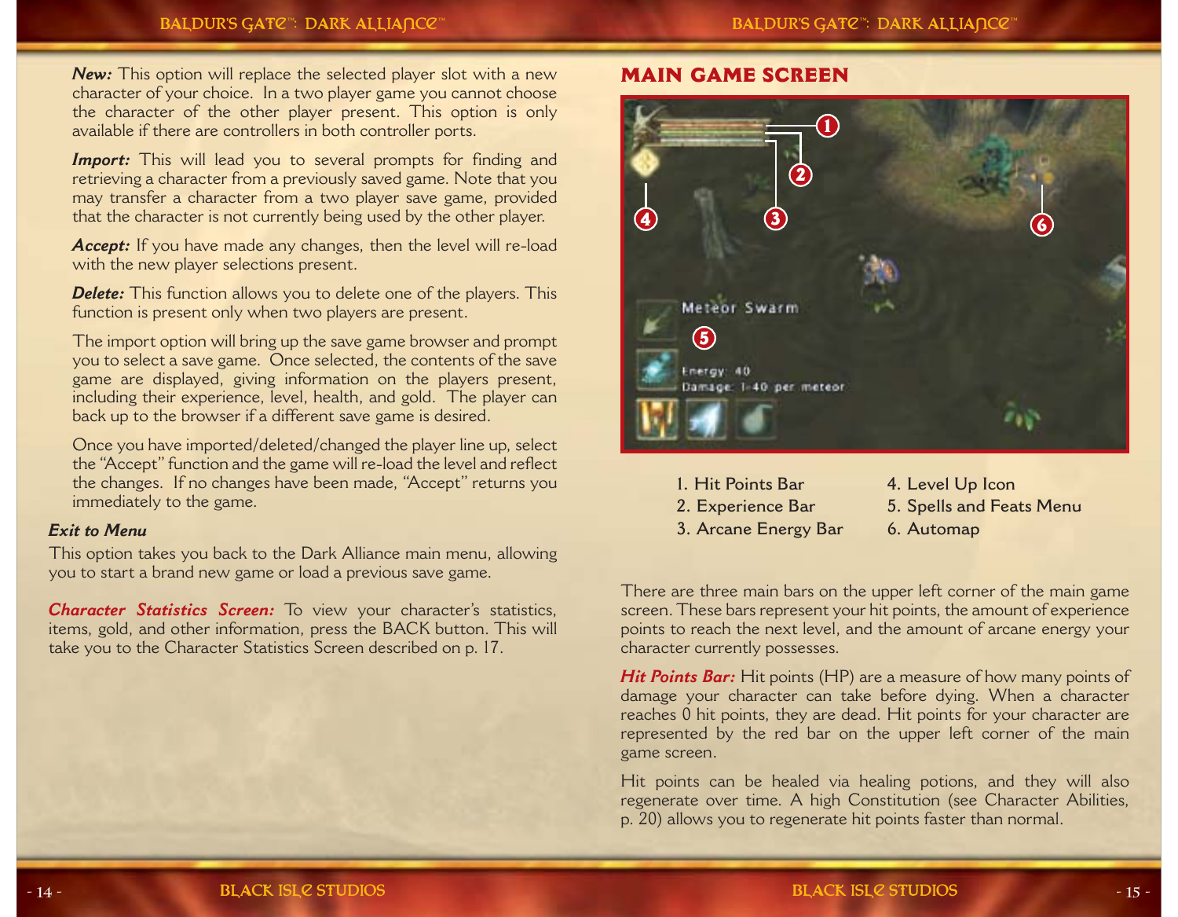***New:*** This option will replace the selected player slot with a new character of your choice. In a two player game you cannot choose the character of the other player present. This option is only available if there are controllers in both controller ports.

***Import:*** This will lead you to several prompts for finding and retrieving a character from a previously saved game. Note that you may transfer a character from a two player save game, provided that the character is not currently being used by the other player.

***Accept:*** If you have made any changes, then the level will re-load with the new player selections present.

***Delete:*** This function allows you to delete one of the players. This function is present only when two players are present.

The import option will bring up the save game browser and prompt you to select a save game. Once selected, the contents of the save game are displayed, giving information on the players present, including their experience, level, health, and gold. The player can back up to the browser if a different save game is desired.

Once you have imported/deleted/changed the player line up, select the "Accept" function and the game will re-load the level and reflect the changes. If no changes have been made, "Accept" returns you immediately to the game.

### *Exit to Menu*

This option takes you back to the Dark Alliance main menu, allowing you to start a brand new game or load a previous save game.

***Character Statistics Screen:*** To view your character's statistics, items, gold, and other information, press the BACK button. This will take you to the Character Statistics Screen described on p. 17.

## MAIN GAME SCREEN

1. Hit Points Bar
2. Experience Bar
3. Arcane Energy Bar
4. Level Up Icon
5. Spells and Feats Menu
6. Automap

There are three main bars on the upper left corner of the main game screen. These bars represent your hit points, the amount of experience points to reach the next level, and the amount of arcane energy your character currently possesses.

***Hit Points Bar:*** Hit points (HP) are a measure of how many points of damage your character can take before dying. When a character reaches 0 hit points, they are dead. Hit points for your character are represented by the red bar on the upper left corner of the main game screen.

Hit points can be healed via healing potions, and they will also regenerate over time. A high Constitution (see Character Abilities, p. 20) allows you to regenerate hit points faster than normal.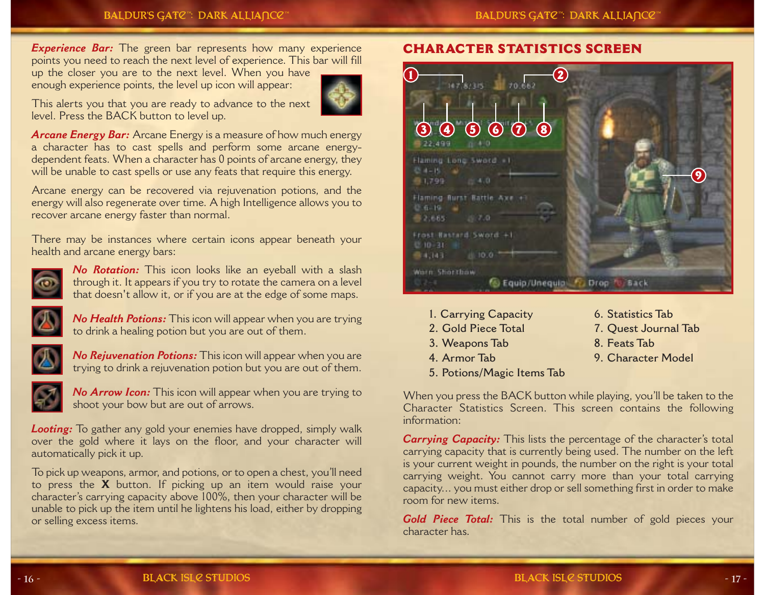***Experience Bar:*** The green bar represents how many experience points you need to reach the next level of experience. This bar will fill up the closer you are to the next level. When you have enough experience points, the level up icon will appear:

This alerts you that you are ready to advance to the next level. Press the BACK button to level up.

***Arcane Energy Bar:*** Arcane Energy is a measure of how much energy a character has to cast spells and perform some arcane energy-dependent feats. When a character has 0 points of arcane energy, they will be unable to cast spells or use any feats that require this energy.

Arcane energy can be recovered via rejuvenation potions, and the energy will also regenerate over time. A high Intelligence allows you to recover arcane energy faster than normal.

There may be instances where certain icons appear beneath your health and arcane energy bars:

***No Rotation:*** This icon looks like an eyeball with a slash through it. It appears if you try to rotate the camera on a level that doesn't allow it, or if you are at the edge of some maps.

***No Health Potions:*** This icon will appear when you are trying to drink a healing potion but you are out of them.

***No Rejuvenation Potions:*** This icon will appear when you are trying to drink a rejuvenation potion but you are out of them.

***No Arrow Icon:*** This icon will appear when you are trying to shoot your bow but are out of arrows.

***Looting:*** To gather any gold your enemies have dropped, simply walk over the gold where it lays on the floor, and your character will automatically pick it up.

To pick up weapons, armor, and potions, or to open a chest, you'll need to press the **X** button. If picking up an item would raise your character's carrying capacity above 100%, then your character will be unable to pick up the item until he lightens his load, either by dropping or selling excess items.

## CHARACTER STATISTICS SCREEN

1. Carrying Capacity
2. Gold Piece Total
3. Weapons Tab
4. Armor Tab
5. Potions/Magic Items Tab
6. Statistics Tab
7. Quest Journal Tab
8. Feats Tab
9. Character Model

When you press the BACK button while playing, you'll be taken to the Character Statistics Screen. This screen contains the following information:

***Carrying Capacity:*** This lists the percentage of the character's total carrying capacity that is currently being used. The number on the left is your current weight in pounds, the number on the right is your total carrying weight. You cannot carry more than your total carrying capacity... you must either drop or sell something first in order to make room for new items.

***Gold Piece Total:*** This is the total number of gold pieces your character has.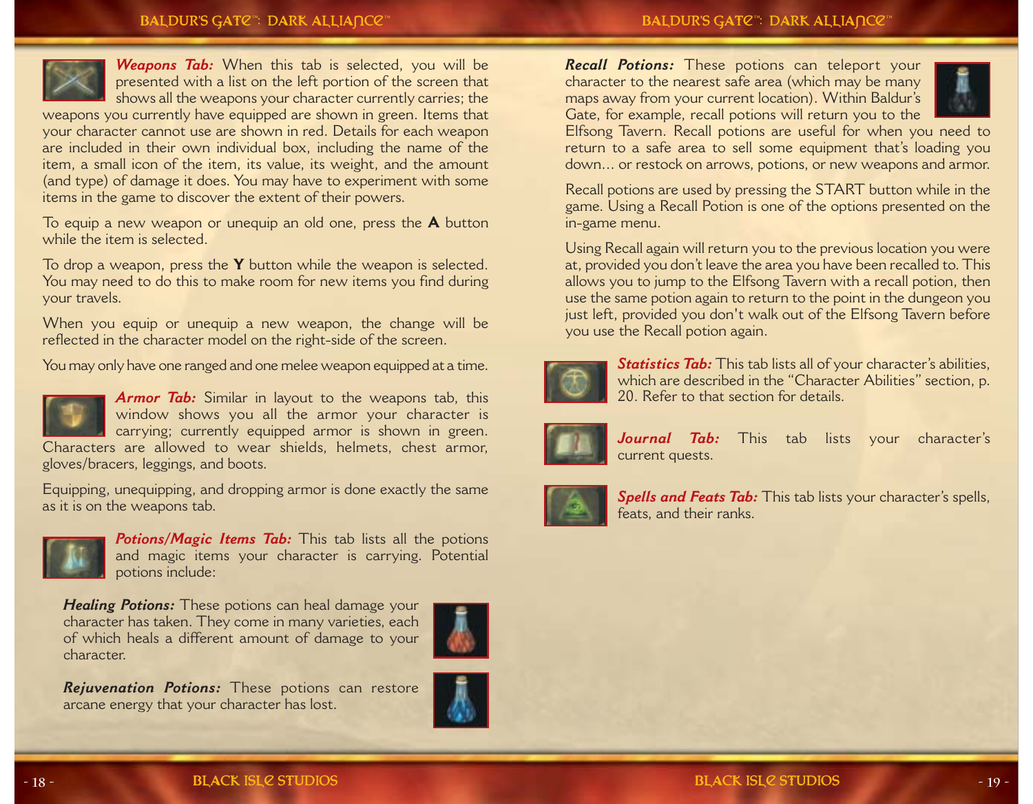***Weapons Tab:*** When this tab is selected, you will be presented with a list on the left portion of the screen that shows all the weapons your character currently carries; the weapons you currently have equipped are shown in green. Items that your character cannot use are shown in red. Details for each weapon are included in their own individual box, including the name of the item, a small icon of the item, its value, its weight, and the amount (and type) of damage it does. You may have to experiment with some items in the game to discover the extent of their powers.

To equip a new weapon or unequip an old one, press the **A** button while the item is selected.

To drop a weapon, press the **Y** button while the weapon is selected. You may need to do this to make room for new items you find during your travels.

When you equip or unequip a new weapon, the change will be reflected in the character model on the right-side of the screen.

You may only have one ranged and one melee weapon equipped at a time.

***Armor Tab:*** Similar in layout to the weapons tab, this window shows you all the armor your character is carrying; currently equipped armor is shown in green. Characters are allowed to wear shields, helmets, chest armor, gloves/bracers, leggings, and boots.

Equipping, unequipping, and dropping armor is done exactly the same as it is on the weapons tab.

***Potions/Magic Items Tab:*** This tab lists all the potions and magic items your character is carrying. Potential potions include:

***Healing Potions:*** These potions can heal damage your character has taken. They come in many varieties, each of which heals a different amount of damage to your character.

***Rejuvenation Potions:*** These potions can restore arcane energy that your character has lost.

***Recall Potions:*** These potions can teleport your character to the nearest safe area (which may be many maps away from your current location). Within Baldur's Gate, for example, recall potions will return you to the Elfsong Tavern. Recall potions are useful for when you need to return to a safe area to sell some equipment that's loading you down… or restock on arrows, potions, or new weapons and armor.

Recall potions are used by pressing the START button while in the game. Using a Recall Potion is one of the options presented on the in-game menu.

Using Recall again will return you to the previous location you were at, provided you don't leave the area you have been recalled to. This allows you to jump to the Elfsong Tavern with a recall potion, then use the same potion again to return to the point in the dungeon you just left, provided you don't walk out of the Elfsong Tavern before you use the Recall potion again.

***Statistics Tab:*** This tab lists all of your character's abilities, which are described in the "Character Abilities" section, p. 20. Refer to that section for details.

***Journal Tab:*** This tab lists your character's current quests.

***Spells and Feats Tab:*** This tab lists your character's spells, feats, and their ranks.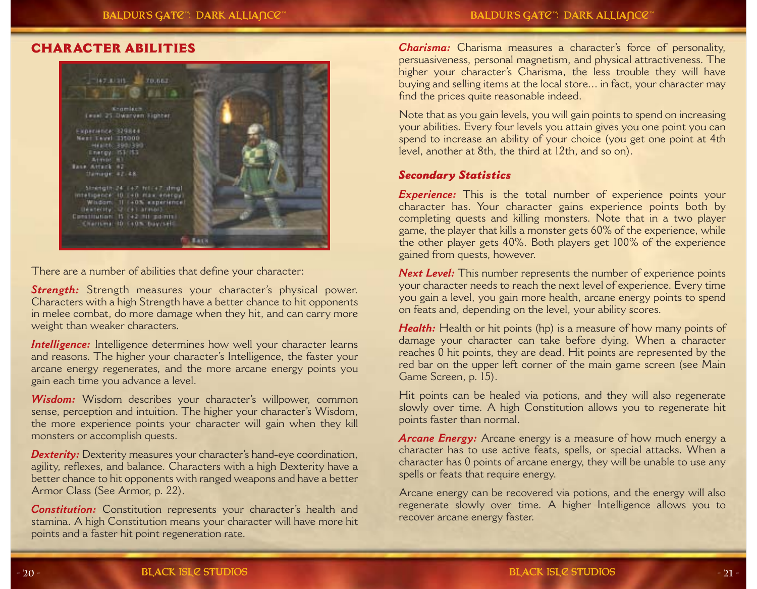## CHARACTER ABILITIES

There are a number of abilities that define your character:

***Strength:*** Strength measures your character's physical power. Characters with a high Strength have a better chance to hit opponents in melee combat, do more damage when they hit, and can carry more weight than weaker characters.

***Intelligence:*** Intelligence determines how well your character learns and reasons. The higher your character's Intelligence, the faster your arcane energy regenerates, and the more arcane energy points you gain each time you advance a level.

***Wisdom:*** Wisdom describes your character's willpower, common sense, perception and intuition. The higher your character's Wisdom, the more experience points your character will gain when they kill monsters or accomplish quests.

***Dexterity:*** Dexterity measures your character's hand-eye coordination, agility, reflexes, and balance. Characters with a high Dexterity have a better chance to hit opponents with ranged weapons and have a better Armor Class (See Armor, p. 22).

***Constitution:*** Constitution represents your character's health and stamina. A high Constitution means your character will have more hit points and a faster hit point regeneration rate.

***Charisma:*** Charisma measures a character's force of personality, persuasiveness, personal magnetism, and physical attractiveness. The higher your character's Charisma, the less trouble they will have buying and selling items at the local store... in fact, your character may find the prices quite reasonable indeed.

Note that as you gain levels, you will gain points to spend on increasing your abilities. Every four levels you attain gives you one point you can spend to increase an ability of your choice (you get one point at 4th level, another at 8th, the third at 12th, and so on).

### *Secondary Statistics*

***Experience:*** This is the total number of experience points your character has. Your character gains experience points both by completing quests and killing monsters. Note that in a two player game, the player that kills a monster gets 60% of the experience, while the other player gets 40%. Both players get 100% of the experience gained from quests, however.

***Next Level:*** This number represents the number of experience points your character needs to reach the next level of experience. Every time you gain a level, you gain more health, arcane energy points to spend on feats and, depending on the level, your ability scores.

***Health:*** Health or hit points (hp) is a measure of how many points of damage your character can take before dying. When a character reaches 0 hit points, they are dead. Hit points are represented by the red bar on the upper left corner of the main game screen (see Main Game Screen, p. 15).

Hit points can be healed via potions, and they will also regenerate slowly over time. A high Constitution allows you to regenerate hit points faster than normal.

***Arcane Energy:*** Arcane energy is a measure of how much energy a character has to use active feats, spells, or special attacks. When a character has 0 points of arcane energy, they will be unable to use any spells or feats that require energy.

Arcane energy can be recovered via potions, and the energy will also regenerate slowly over time. A higher Intelligence allows you to recover arcane energy faster.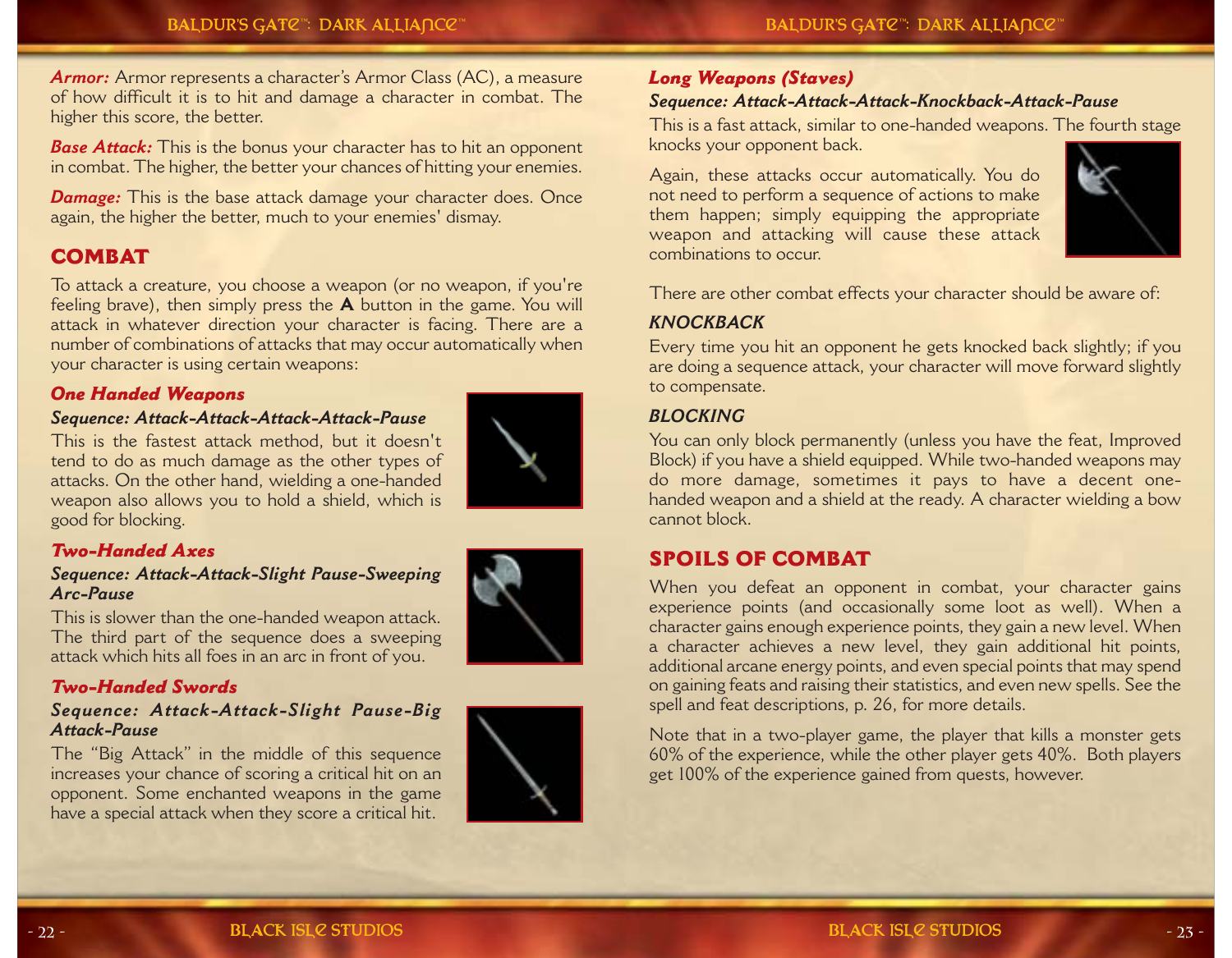***Armor:*** Armor represents a character's Armor Class (AC), a measure of how difficult it is to hit and damage a character in combat. The higher this score, the better.

***Base Attack:*** This is the bonus your character has to hit an opponent in combat. The higher, the better your chances of hitting your enemies.

***Damage:*** This is the base attack damage your character does. Once again, the higher the better, much to your enemies' dismay.

## COMBAT

To attack a creature, you choose a weapon (or no weapon, if you're feeling brave), then simply press the **A** button in the game. You will attack in whatever direction your character is facing. There are a number of combinations of attacks that may occur automatically when your character is using certain weapons:

### *One Handed Weapons*

***Sequence: Attack-Attack-Attack-Attack-Pause***

This is the fastest attack method, but it doesn't tend to do as much damage as the other types of attacks. On the other hand, wielding a one-handed weapon also allows you to hold a shield, which is good for blocking.

### *Two-Handed Axes*

***Sequence: Attack-Attack-Slight Pause-Sweeping Arc-Pause***

This is slower than the one-handed weapon attack. The third part of the sequence does a sweeping attack which hits all foes in an arc in front of you.

### *Two-Handed Swords*

***Sequence: Attack-Attack-Slight Pause-Big Attack-Pause***

The "Big Attack" in the middle of this sequence increases your chance of scoring a critical hit on an opponent. Some enchanted weapons in the game have a special attack when they score a critical hit.

### *Long Weapons (Staves)*

***Sequence: Attack-Attack-Attack-Knockback-Attack-Pause***

This is a fast attack, similar to one-handed weapons. The fourth stage knocks your opponent back.

Again, these attacks occur automatically. You do not need to perform a sequence of actions to make them happen; simply equipping the appropriate weapon and attacking will cause these attack combinations to occur.

There are other combat effects your character should be aware of:

### *KNOCKBACK*

Every time you hit an opponent he gets knocked back slightly; if you are doing a sequence attack, your character will move forward slightly to compensate.

### *BLOCKING*

You can only block permanently (unless you have the feat, Improved Block) if you have a shield equipped. While two-handed weapons may do more damage, sometimes it pays to have a decent one-handed weapon and a shield at the ready. A character wielding a bow cannot block.

## SPOILS OF COMBAT

When you defeat an opponent in combat, your character gains experience points (and occasionally some loot as well). When a character gains enough experience points, they gain a new level. When a character achieves a new level, they gain additional hit points, additional arcane energy points, and even special points that may spend on gaining feats and raising their statistics, and even new spells. See the spell and feat descriptions, p. 26, for more details.

Note that in a two-player game, the player that kills a monster gets 60% of the experience, while the other player gets 40%. Both players get 100% of the experience gained from quests, however.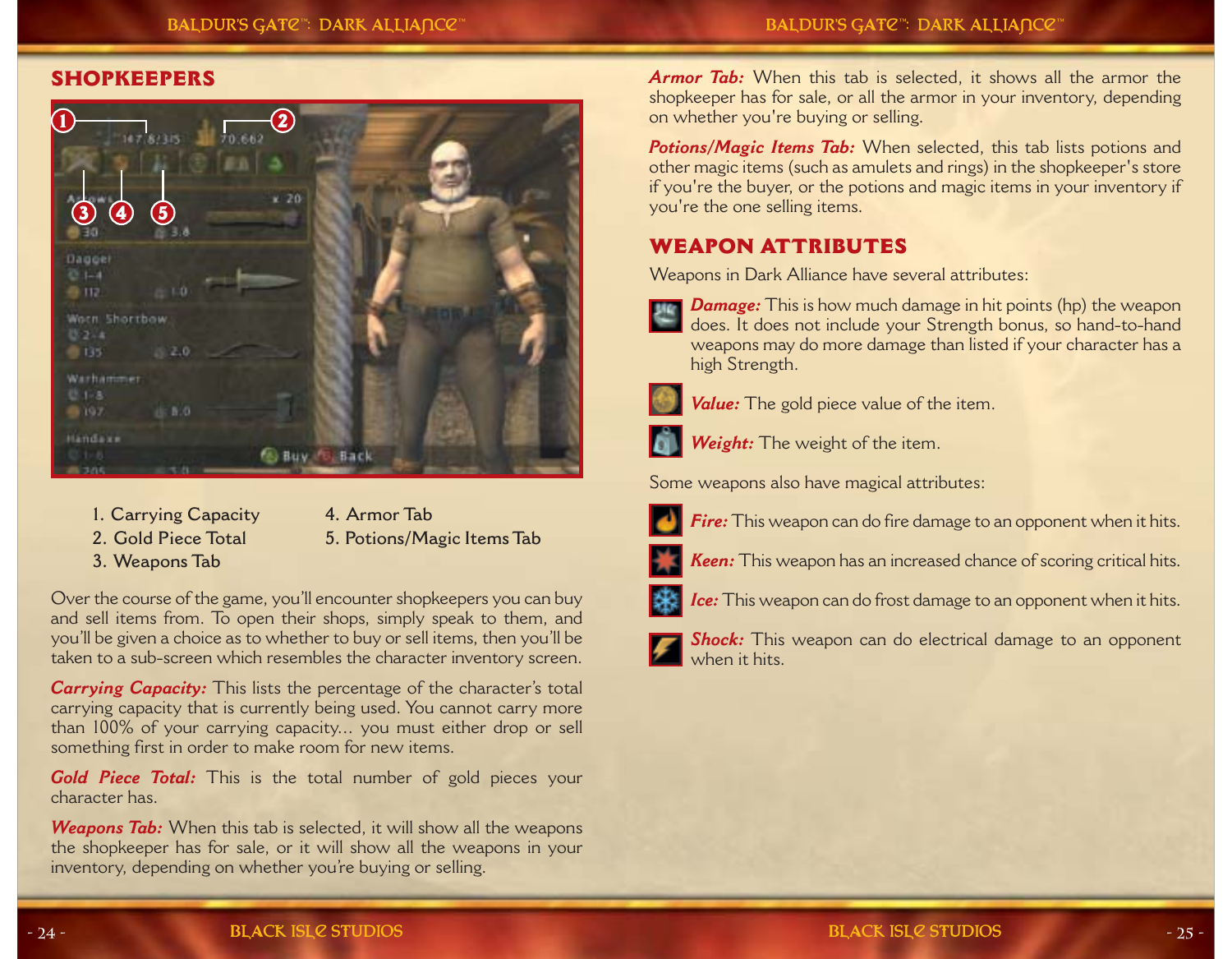## SHOPKEEPERS

1. Carrying Capacity
2. Gold Piece Total
3. Weapons Tab
4. Armor Tab
5. Potions/Magic Items Tab

Over the course of the game, you'll encounter shopkeepers you can buy and sell items from. To open their shops, simply speak to them, and you'll be given a choice as to whether to buy or sell items, then you'll be taken to a sub-screen which resembles the character inventory screen.

***Carrying Capacity:*** This lists the percentage of the character's total carrying capacity that is currently being used. You cannot carry more than 100% of your carrying capacity... you must either drop or sell something first in order to make room for new items.

***Gold Piece Total:*** This is the total number of gold pieces your character has.

***Weapons Tab:*** When this tab is selected, it will show all the weapons the shopkeeper has for sale, or it will show all the weapons in your inventory, depending on whether you're buying or selling.

***Armor Tab:*** When this tab is selected, it shows all the armor the shopkeeper has for sale, or all the armor in your inventory, depending on whether you're buying or selling.

***Potions/Magic Items Tab:*** When selected, this tab lists potions and other magic items (such as amulets and rings) in the shopkeeper's store if you're the buyer, or the potions and magic items in your inventory if you're the one selling items.

## WEAPON ATTRIBUTES

Weapons in Dark Alliance have several attributes:

***Damage:*** This is how much damage in hit points (hp) the weapon does. It does not include your Strength bonus, so hand-to-hand weapons may do more damage than listed if your character has a high Strength.

***Value:*** The gold piece value of the item.

***Weight:*** The weight of the item.

Some weapons also have magical attributes:

***Fire:*** This weapon can do fire damage to an opponent when it hits.

***Keen:*** This weapon has an increased chance of scoring critical hits.

***Ice:*** This weapon can do frost damage to an opponent when it hits.

***Shock:*** This weapon can do electrical damage to an opponent when it hits.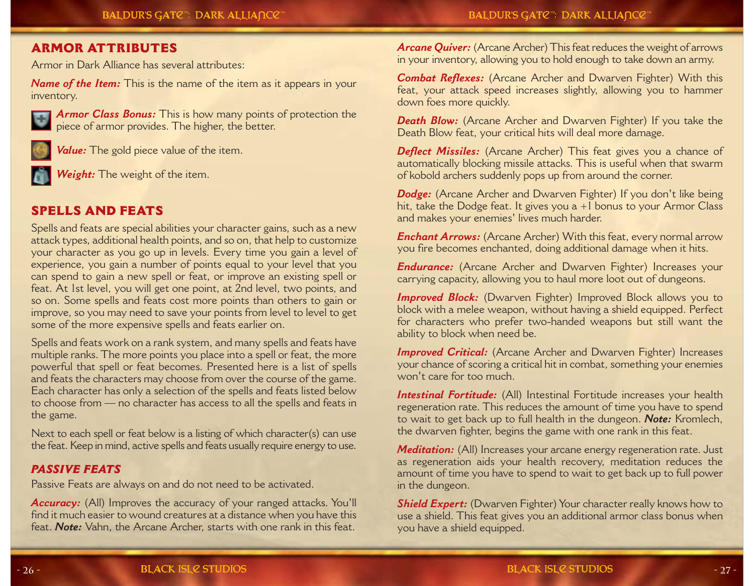## ARMOR ATTRIBUTES

Armor in Dark Alliance has several attributes:

***Name of the Item:*** This is the name of the item as it appears in your inventory.

***Armor Class Bonus:*** This is how many points of protection the piece of armor provides. The higher, the better.

***Value:*** The gold piece value of the item.

***Weight:*** The weight of the item.

## SPELLS AND FEATS

Spells and feats are special abilities your character gains, such as a new attack types, additional health points, and so on, that help to customize your character as you go up in levels. Every time you gain a level of experience, you gain a number of points equal to your level that you can spend to gain a new spell or feat, or improve an existing spell or feat. At 1st level, you will get one point, at 2nd level, two points, and so on. Some spells and feats cost more points than others to gain or improve, so you may need to save your points from level to level to get some of the more expensive spells and feats earlier on.

Spells and feats work on a rank system, and many spells and feats have multiple ranks. The more points you place into a spell or feat, the more powerful that spell or feat becomes. Presented here is a list of spells and feats the characters may choose from over the course of the game. Each character has only a selection of the spells and feats listed below to choose from — no character has access to all the spells and feats in the game.

Next to each spell or feat below is a listing of which character(s) can use the feat. Keep in mind, active spells and feats usually require energy to use.

### *PASSIVE FEATS*

Passive Feats are always on and do not need to be activated.

***Accuracy:*** (All) Improves the accuracy of your ranged attacks. You'll find it much easier to wound creatures at a distance when you have this feat. ***Note:*** Vahn, the Arcane Archer, starts with one rank in this feat.

***Arcane Quiver:*** (Arcane Archer) This feat reduces the weight of arrows in your inventory, allowing you to hold enough to take down an army.

***Combat Reflexes:*** (Arcane Archer and Dwarven Fighter) With this feat, your attack speed increases slightly, allowing you to hammer down foes more quickly.

***Death Blow:*** (Arcane Archer and Dwarven Fighter) If you take the Death Blow feat, your critical hits will deal more damage.

***Deflect Missiles:*** (Arcane Archer) This feat gives you a chance of automatically blocking missile attacks. This is useful when that swarm of kobold archers suddenly pops up from around the corner.

***Dodge:*** (Arcane Archer and Dwarven Fighter) If you don't like being hit, take the Dodge feat. It gives you a +1 bonus to your Armor Class and makes your enemies' lives much harder.

***Enchant Arrows:*** (Arcane Archer) With this feat, every normal arrow you fire becomes enchanted, doing additional damage when it hits.

***Endurance:*** (Arcane Archer and Dwarven Fighter) Increases your carrying capacity, allowing you to haul more loot out of dungeons.

***Improved Block:*** (Dwarven Fighter) Improved Block allows you to block with a melee weapon, without having a shield equipped. Perfect for characters who prefer two-handed weapons but still want the ability to block when need be.

***Improved Critical:*** (Arcane Archer and Dwarven Fighter) Increases your chance of scoring a critical hit in combat, something your enemies won't care for too much.

***Intestinal Fortitude:*** (All) Intestinal Fortitude increases your health regeneration rate. This reduces the amount of time you have to spend to wait to get back up to full health in the dungeon. ***Note:*** Kromlech, the dwarven fighter, begins the game with one rank in this feat.

***Meditation:*** (All) Increases your arcane energy regeneration rate. Just as regeneration aids your health recovery, meditation reduces the amount of time you have to spend to wait to get back up to full power in the dungeon.

***Shield Expert:*** (Dwarven Fighter) Your character really knows how to use a shield. This feat gives you an additional armor class bonus when you have a shield equipped.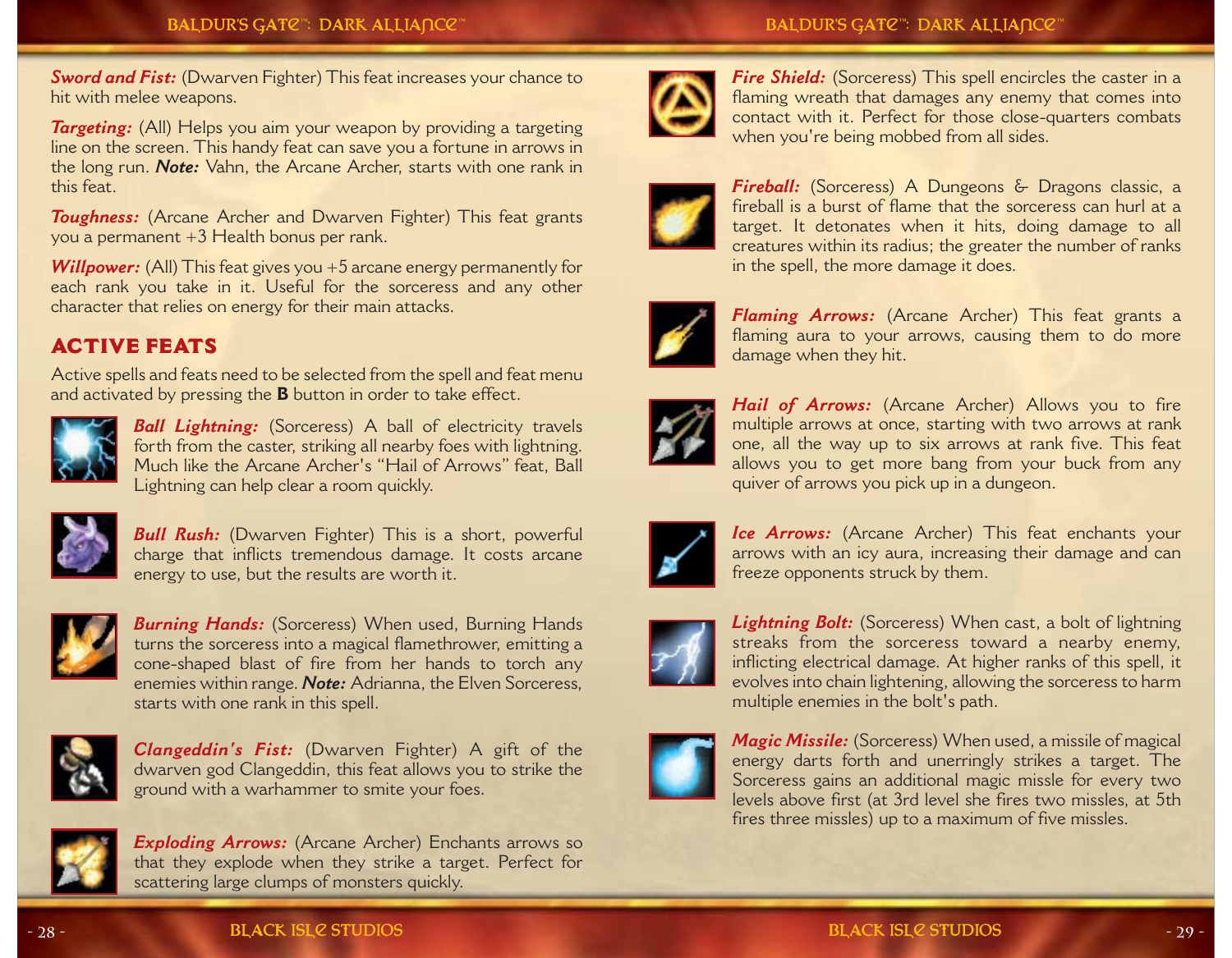***Sword and Fist:*** (Dwarven Fighter) This feat increases your chance to hit with melee weapons.

***Targeting:*** (All) Helps you aim your weapon by providing a targeting line on the screen. This handy feat can save you a fortune in arrows in the long run. ***Note:*** Vahn, the Arcane Archer, starts with one rank in this feat.

***Toughness:*** (Arcane Archer and Dwarven Fighter) This feat grants you a permanent +3 Health bonus per rank.

***Willpower:*** (All) This feat gives you +5 arcane energy permanently for each rank you take in it. Useful for the sorceress and any other character that relies on energy for their main attacks.

## ACTIVE FEATS

Active spells and feats need to be selected from the spell and feat menu and activated by pressing the **B** button in order to take effect.

***Ball Lightning:*** (Sorceress) A ball of electricity travels forth from the caster, striking all nearby foes with lightning. Much like the Arcane Archer's "Hail of Arrows" feat, Ball Lightning can help clear a room quickly.

***Bull Rush:*** (Dwarven Fighter) This is a short, powerful charge that inflicts tremendous damage. It costs arcane energy to use, but the results are worth it.

***Burning Hands:*** (Sorceress) When used, Burning Hands turns the sorceress into a magical flamethrower, emitting a cone-shaped blast of fire from her hands to torch any enemies within range. ***Note:*** Adrianna, the Elven Sorceress, starts with one rank in this spell.

***Clangeddin's Fist:*** (Dwarven Fighter) A gift of the dwarven god Clangeddin, this feat allows you to strike the ground with a warhammer to smite your foes.

***Exploding Arrows:*** (Arcane Archer) Enchants arrows so that they explode when they strike a target. Perfect for scattering large clumps of monsters quickly.

***Fire Shield:*** (Sorceress) This spell encircles the caster in a flaming wreath that damages any enemy that comes into contact with it. Perfect for those close-quarters combats when you're being mobbed from all sides.

***Fireball:*** (Sorceress) A Dungeons & Dragons classic, a fireball is a burst of flame that the sorceress can hurl at a target. It detonates when it hits, doing damage to all creatures within its radius; the greater the number of ranks in the spell, the more damage it does.

***Flaming Arrows:*** (Arcane Archer) This feat grants a flaming aura to your arrows, causing them to do more damage when they hit.

***Hail of Arrows:*** (Arcane Archer) Allows you to fire multiple arrows at once, starting with two arrows at rank one, all the way up to six arrows at rank five. This feat allows you to get more bang from your buck from any quiver of arrows you pick up in a dungeon.

***Ice Arrows:*** (Arcane Archer) This feat enchants your arrows with an icy aura, increasing their damage and can freeze opponents struck by them.

***Lightning Bolt:*** (Sorceress) When cast, a bolt of lightning streaks from the sorceress toward a nearby enemy, inflicting electrical damage. At higher ranks of this spell, it evolves into chain lightening, allowing the sorceress to harm multiple enemies in the bolt's path.

***Magic Missile:*** (Sorceress) When used, a missile of magical energy darts forth and unerringly strikes a target. The Sorceress gains an additional magic missle for every two levels above first (at 3rd level she fires two missles, at 5th fires three missles) up to a maximum of five missles.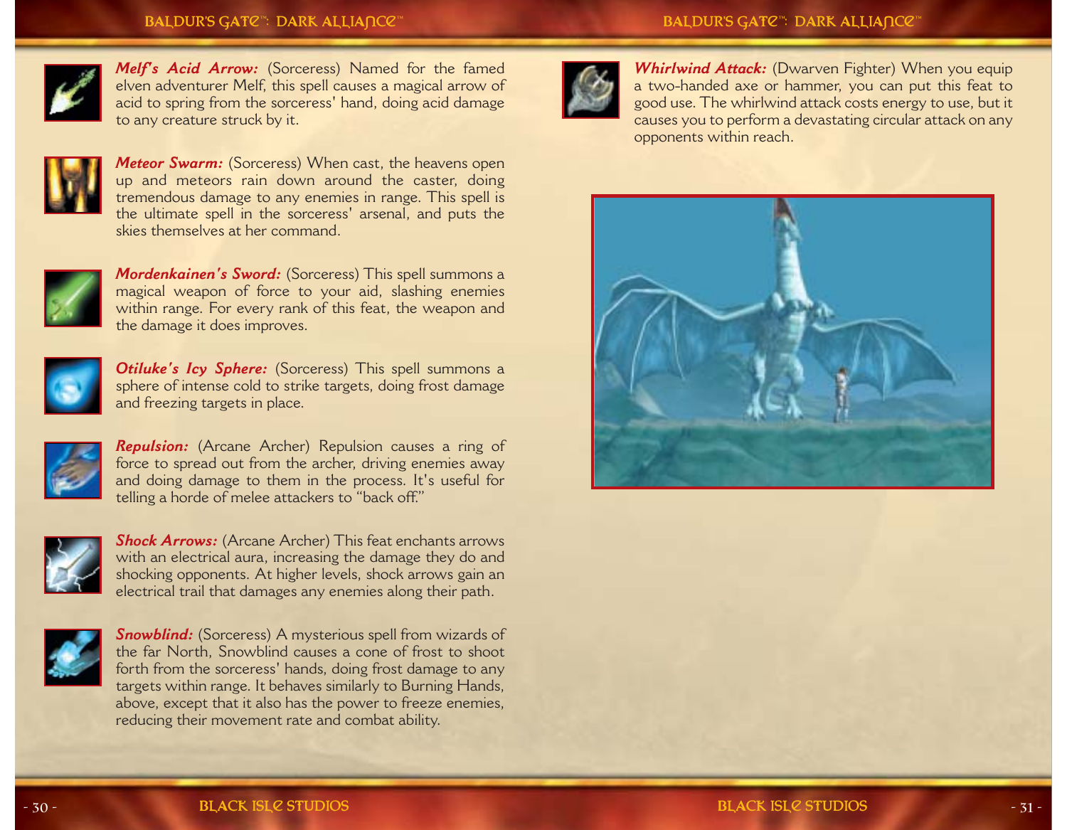***Melf's Acid Arrow:*** (Sorceress) Named for the famed elven adventurer Melf, this spell causes a magical arrow of acid to spring from the sorceress' hand, doing acid damage to any creature struck by it.

***Meteor Swarm:*** (Sorceress) When cast, the heavens open up and meteors rain down around the caster, doing tremendous damage to any enemies in range. This spell is the ultimate spell in the sorceress' arsenal, and puts the skies themselves at her command.

***Mordenkainen's Sword:*** (Sorceress) This spell summons a magical weapon of force to your aid, slashing enemies within range. For every rank of this feat, the weapon and the damage it does improves.

***Otiluke's Icy Sphere:*** (Sorceress) This spell summons a sphere of intense cold to strike targets, doing frost damage and freezing targets in place.

***Repulsion:*** (Arcane Archer) Repulsion causes a ring of force to spread out from the archer, driving enemies away and doing damage to them in the process. It's useful for telling a horde of melee attackers to "back off."

***Shock Arrows:*** (Arcane Archer) This feat enchants arrows with an electrical aura, increasing the damage they do and shocking opponents. At higher levels, shock arrows gain an electrical trail that damages any enemies along their path.

***Snowblind:*** (Sorceress) A mysterious spell from wizards of the far North, Snowblind causes a cone of frost to shoot forth from the sorceress' hands, doing frost damage to any targets within range. It behaves similarly to Burning Hands, above, except that it also has the power to freeze enemies, reducing their movement rate and combat ability.

***Whirlwind Attack:*** (Dwarven Fighter) When you equip a two-handed axe or hammer, you can put this feat to good use. The whirlwind attack costs energy to use, but it causes you to perform a devastating circular attack on any opponents within reach.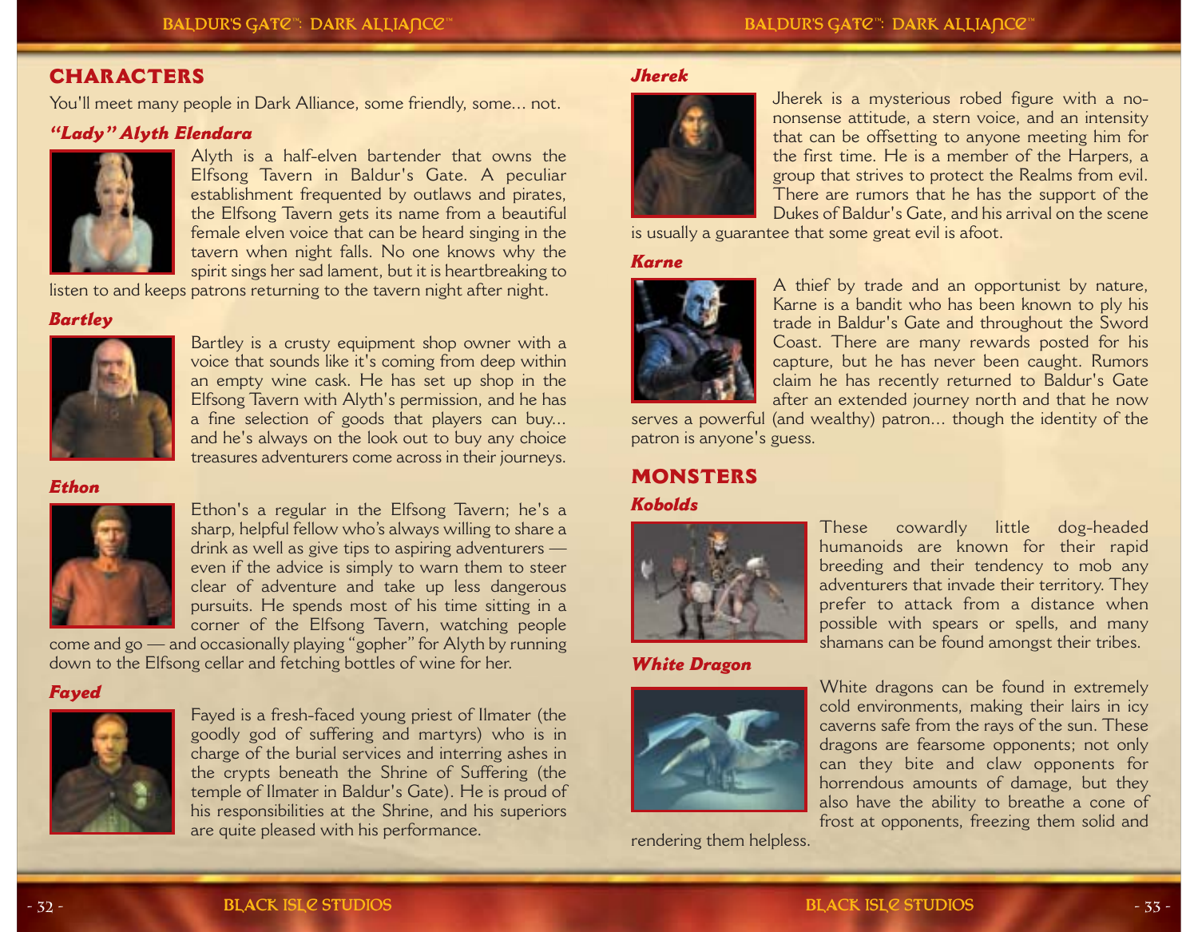## CHARACTERS

You'll meet many people in Dark Alliance, some friendly, some... not.

### *"Lady" Alyth Elendara*

Alyth is a half-elven bartender that owns the Elfsong Tavern in Baldur's Gate. A peculiar establishment frequented by outlaws and pirates, the Elfsong Tavern gets its name from a beautiful female elven voice that can be heard singing in the tavern when night falls. No one knows why the spirit sings her sad lament, but it is heartbreaking to listen to and keeps patrons returning to the tavern night after night.

### *Bartley*

Bartley is a crusty equipment shop owner with a voice that sounds like it's coming from deep within an empty wine cask. He has set up shop in the Elfsong Tavern with Alyth's permission, and he has a fine selection of goods that players can buy... and he's always on the look out to buy any choice treasures adventurers come across in their journeys.

### *Ethon*

Ethon's a regular in the Elfsong Tavern; he's a sharp, helpful fellow who's always willing to share a drink as well as give tips to aspiring adventurers — even if the advice is simply to warn them to steer clear of adventure and take up less dangerous pursuits. He spends most of his time sitting in a corner of the Elfsong Tavern, watching people come and go — and occasionally playing "gopher" for Alyth by running down to the Elfsong cellar and fetching bottles of wine for her.

### *Fayed*

Fayed is a fresh-faced young priest of Ilmater (the goodly god of suffering and martyrs) who is in charge of the burial services and interring ashes in the crypts beneath the Shrine of Suffering (the temple of Ilmater in Baldur's Gate). He is proud of his responsibilities at the Shrine, and his superiors are quite pleased with his performance.

### *Jherek*

Jherek is a mysterious robed figure with a no-nonsense attitude, a stern voice, and an intensity that can be offsetting to anyone meeting him for the first time. He is a member of the Harpers, a group that strives to protect the Realms from evil. There are rumors that he has the support of the Dukes of Baldur's Gate, and his arrival on the scene is usually a guarantee that some great evil is afoot.

### *Karne*

A thief by trade and an opportunist by nature, Karne is a bandit who has been known to ply his trade in Baldur's Gate and throughout the Sword Coast. There are many rewards posted for his capture, but he has never been caught. Rumors claim he has recently returned to Baldur's Gate after an extended journey north and that he now serves a powerful (and wealthy) patron... though the identity of the patron is anyone's guess.

## MONSTERS

### *Kobolds*

These cowardly little dog-headed humanoids are known for their rapid breeding and their tendency to mob any adventurers that invade their territory. They prefer to attack from a distance when possible with spears or spells, and many shamans can be found amongst their tribes.

### *White Dragon*

White dragons can be found in extremely cold environments, making their lairs in icy caverns safe from the rays of the sun. These dragons are fearsome opponents; not only can they bite and claw opponents for horrendous amounts of damage, but they also have the ability to breathe a cone of frost at opponents, freezing them solid and rendering them helpless.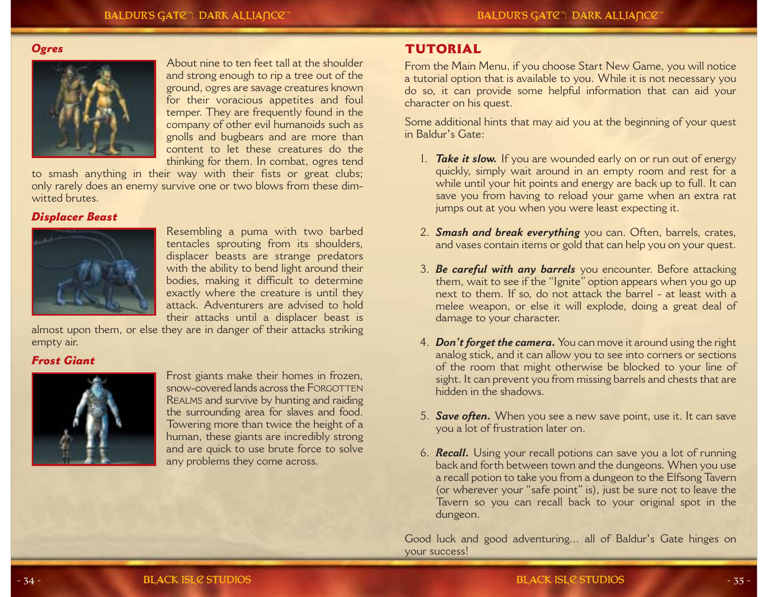### *Ogres*

About nine to ten feet tall at the shoulder and strong enough to rip a tree out of the ground, ogres are savage creatures known for their voracious appetites and foul temper. They are frequently found in the company of other evil humanoids such as gnolls and bugbears and are more than content to let these creatures do the thinking for them. In combat, ogres tend to smash anything in their way with their fists or great clubs; only rarely does an enemy survive one or two blows from these dim-witted brutes.

### *Displacer Beast*

Resembling a puma with two barbed tentacles sprouting from its shoulders, displacer beasts are strange predators with the ability to bend light around their bodies, making it difficult to determine exactly where the creature is until they attack. Adventurers are advised to hold their attacks until a displacer beast is almost upon them, or else they are in danger of their attacks striking empty air.

### *Frost Giant*

Frost giants make their homes in frozen, snow-covered lands across the FORGOTTEN REALMS and survive by hunting and raiding the surrounding area for slaves and food. Towering more than twice the height of a human, these giants are incredibly strong and are quick to use brute force to solve any problems they come across.

## TUTORIAL

From the Main Menu, if you choose Start New Game, you will notice a tutorial option that is available to you. While it is not necessary you do so, it can provide some helpful information that can aid your character on his quest.

Some additional hints that may aid you at the beginning of your quest in Baldur's Gate:

1. ***Take it slow.*** If you are wounded early on or run out of energy quickly, simply wait around in an empty room and rest for a while until your hit points and energy are back up to full. It can save you from having to reload your game when an extra rat jumps out at you when you were least expecting it.

2. ***Smash and break everything*** you can. Often, barrels, crates, and vases contain items or gold that can help you on your quest.

3. ***Be careful with any barrels*** you encounter. Before attacking them, wait to see if the "Ignite" option appears when you go up next to them. If so, do not attack the barrel - at least with a melee weapon, or else it will explode, doing a great deal of damage to your character.

4. ***Don't forget the camera.*** You can move it around using the right analog stick, and it can allow you to see into corners or sections of the room that might otherwise be blocked to your line of sight. It can prevent you from missing barrels and chests that are hidden in the shadows.

5. ***Save often.*** When you see a new save point, use it. It can save you a lot of frustration later on.

6. ***Recall.*** Using your recall potions can save you a lot of running back and forth between town and the dungeons. When you use a recall potion to take you from a dungeon to the Elfsong Tavern (or wherever your "safe point" is), just be sure not to leave the Tavern so you can recall back to your original spot in the dungeon.

Good luck and good adventuring... all of Baldur's Gate hinges on your success!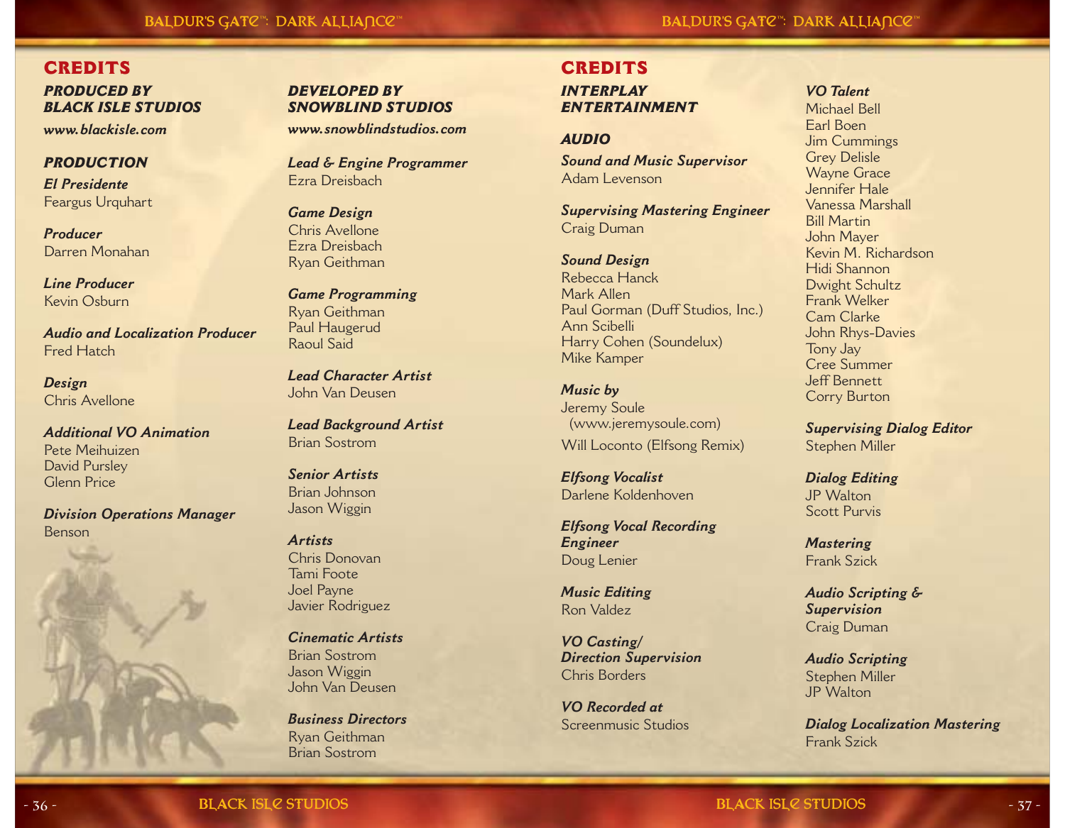# CREDITS

## *PRODUCED BY BLACK ISLE STUDIOS*

*www.blackisle.com*

### *PRODUCTION*

***El Presidente***
Feargus Urquhart

***Producer***
Darren Monahan

***Line Producer***
Kevin Osburn

***Audio and Localization Producer***
Fred Hatch

***Design***
Chris Avellone

***Additional VO Animation***
Pete Meihuizen
David Pursley
Glenn Price

***Division Operations Manager***
Benson

## *DEVELOPED BY SNOWBLIND STUDIOS*

*www.snowblindstudios.com*

***Lead & Engine Programmer***
Ezra Dreisbach

***Game Design***
Chris Avellone
Ezra Dreisbach
Ryan Geithman

***Game Programming***
Ryan Geithman
Paul Haugerud
Raoul Said

***Lead Character Artist***
John Van Deusen

***Lead Background Artist***
Brian Sostrom

***Senior Artists***
Brian Johnson
Jason Wiggin

***Artists***
Chris Donovan
Tami Foote
Joel Payne
Javier Rodriguez

***Cinematic Artists***
Brian Sostrom
Jason Wiggin
John Van Deusen

***Business Directors***
Ryan Geithman
Brian Sostrom

# CREDITS

## *INTERPLAY ENTERTAINMENT*

### *AUDIO*

***Sound and Music Supervisor***
Adam Levenson

***Supervising Mastering Engineer***
Craig Duman

***Sound Design***
Rebecca Hanck
Mark Allen
Paul Gorman (Duff Studios, Inc.)
Ann Scibelli
Harry Cohen (Soundelux)
Mike Kamper

***Music by***
Jeremy Soule
(www.jeremysoule.com)
Will Loconto (Elfsong Remix)

***Elfsong Vocalist***
Darlene Koldenhoven

***Elfsong Vocal Recording Engineer***
Doug Lenier

***Music Editing***
Ron Valdez

***VO Casting/ Direction Supervision***
Chris Borders

***VO Recorded at***
Screenmusic Studios

***VO Talent***
Michael Bell
Earl Boen
Jim Cummings
Grey Delisle
Wayne Grace
Jennifer Hale
Vanessa Marshall
Bill Martin
John Mayer
Kevin M. Richardson
Hidi Shannon
Dwight Schultz
Frank Welker
Cam Clarke
John Rhys-Davies
Tony Jay
Cree Summer
Jeff Bennett
Corry Burton

***Supervising Dialog Editor***
Stephen Miller

***Dialog Editing***
JP Walton
Scott Purvis

***Mastering***
Frank Szick

***Audio Scripting & Supervision***
Craig Duman

***Audio Scripting***
Stephen Miller
JP Walton

***Dialog Localization Mastering***
Frank Szick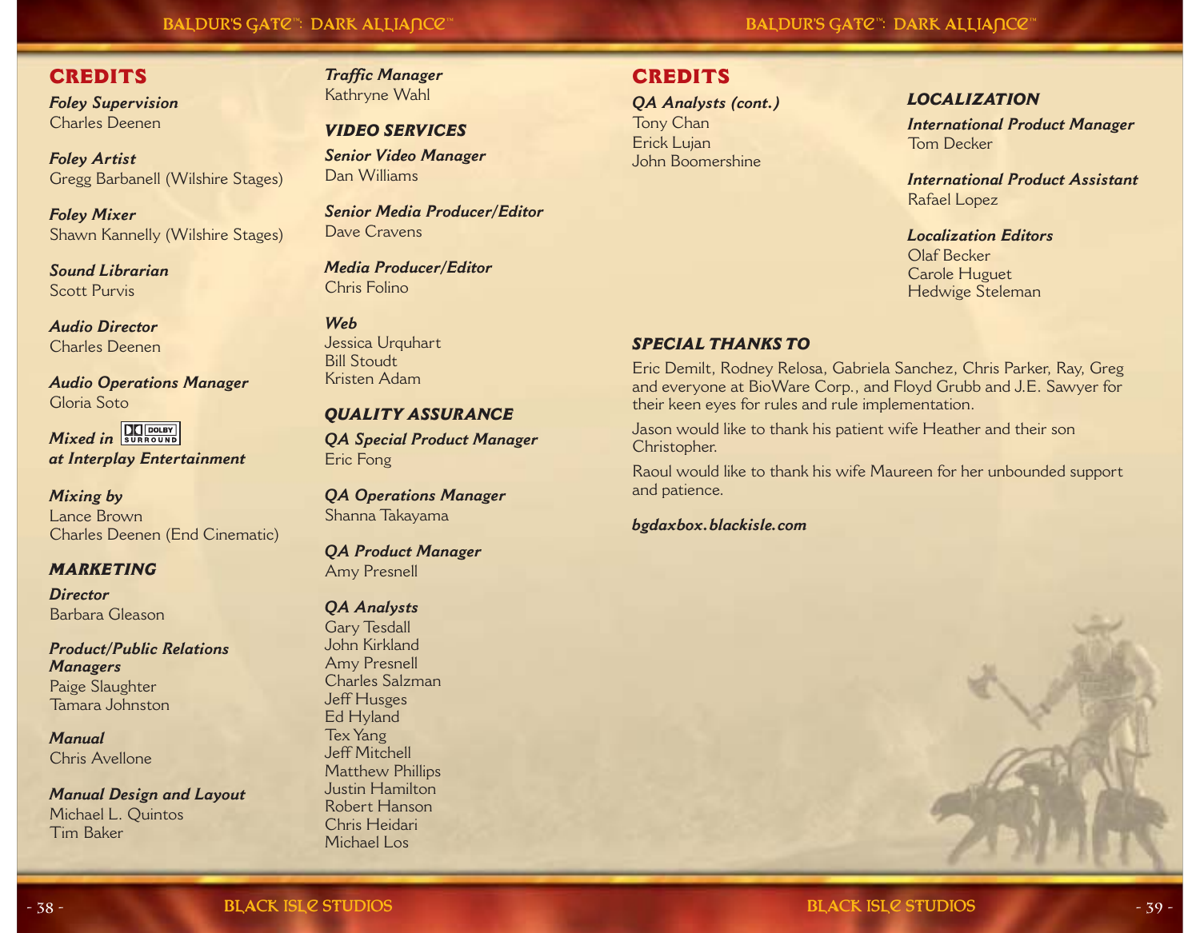## CREDITS

***Foley Supervision***
Charles Deenen

***Foley Artist***
Gregg Barbanell (Wilshire Stages)

***Foley Mixer***
Shawn Kannelly (Wilshire Stages)

***Sound Librarian***
Scott Purvis

***Audio Director***
Charles Deenen

***Audio Operations Manager***
Gloria Soto

***Mixed in DOLBY SURROUND at Interplay Entertainment***

***Mixing by***
Lance Brown
Charles Deenen (End Cinematic)

### *MARKETING*

***Director***
Barbara Gleason

***Product/Public Relations Managers***
Paige Slaughter
Tamara Johnston

***Manual***
Chris Avellone

***Manual Design and Layout***
Michael L. Quintos
Tim Baker

***Traffic Manager***
Kathryne Wahl

### *VIDEO SERVICES*

***Senior Video Manager***
Dan Williams

***Senior Media Producer/Editor***
Dave Cravens

***Media Producer/Editor***
Chris Folino

***Web***
Jessica Urquhart
Bill Stoudt
Kristen Adam

### *QUALITY ASSURANCE*

***QA Special Product Manager***
Eric Fong

***QA Operations Manager***
Shanna Takayama

***QA Product Manager***
Amy Presnell

***QA Analysts***
Gary Tesdall
John Kirkland
Amy Presnell
Charles Salzman
Jeff Husges
Ed Hyland
Tex Yang
Jeff Mitchell
Matthew Phillips
Justin Hamilton
Robert Hanson
Chris Heidari
Michael Los

## CREDITS

***QA Analysts (cont.)***
Tony Chan
Erick Lujan
John Boomershine

### *LOCALIZATION*

***International Product Manager***
Tom Decker

***International Product Assistant***
Rafael Lopez

***Localization Editors***
Olaf Becker
Carole Huguet
Hedwige Steleman

### *SPECIAL THANKS TO*

Eric Demilt, Rodney Relosa, Gabriela Sanchez, Chris Parker, Ray, Greg and everyone at BioWare Corp., and Floyd Grubb and J.E. Sawyer for their keen eyes for rules and rule implementation.

Jason would like to thank his patient wife Heather and their son Christopher.

Raoul would like to thank his wife Maureen for her unbounded support and patience.

***bgdaxbox.blackisle.com***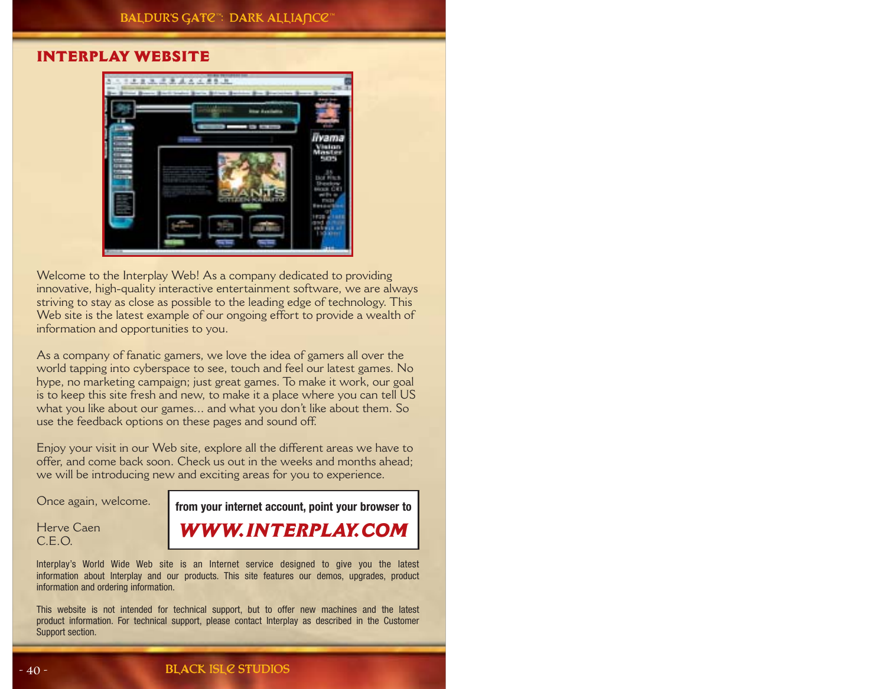## INTERPLAY WEBSITE

Welcome to the Interplay Web! As a company dedicated to providing innovative, high-quality interactive entertainment software, we are always striving to stay as close as possible to the leading edge of technology. This Web site is the latest example of our ongoing effort to provide a wealth of information and opportunities to you.

As a company of fanatic gamers, we love the idea of gamers all over the world tapping into cyberspace to see, touch and feel our latest games. No hype, no marketing campaign; just great games. To make it work, our goal is to keep this site fresh and new, to make it a place where you can tell US what you like about our games... and what you don't like about them. So use the feedback options on these pages and sound off.

Enjoy your visit in our Web site, explore all the different areas we have to offer, and come back soon. Check us out in the weeks and months ahead; we will be introducing new and exciting areas for you to experience.

Once again, welcome.

Herve Caen
C.E.O.

**from your internet account, point your browser to**

***WWW.INTERPLAY.COM***

Interplay's World Wide Web site is an Internet service designed to give you the latest information about Interplay and our products. This site features our demos, upgrades, product information and ordering information.

This website is not intended for technical support, but to offer new machines and the latest product information. For technical support, please contact Interplay as described in the Customer Support section.